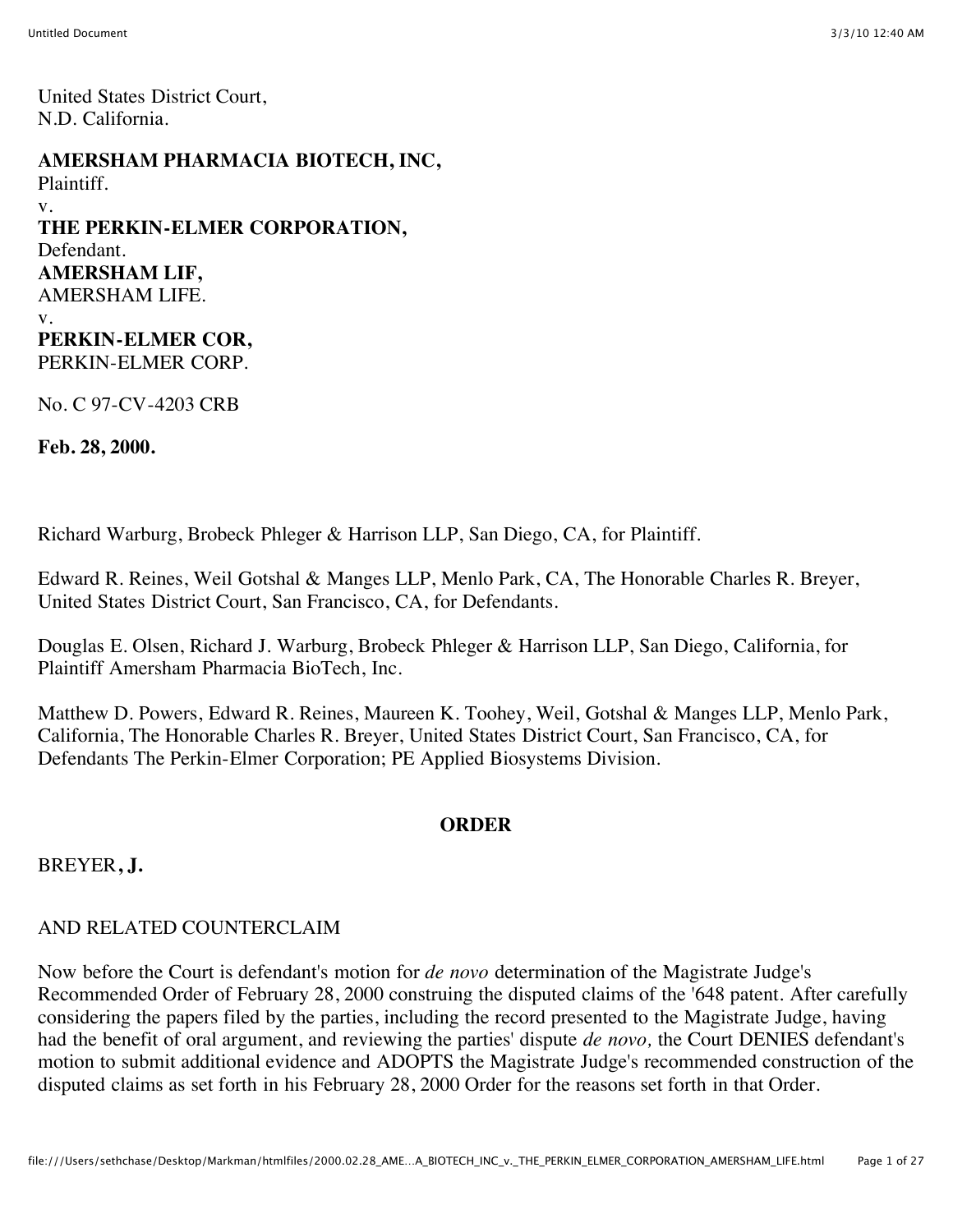United States District Court,
N.D. California.

**AMERSHAM PHARMACIA BIOTECH, INC,**
Plaintiff.
v.
**THE PERKIN-ELMER CORPORATION,**
Defendant.
**AMERSHAM LIF,**
AMERSHAM LIFE.
v.
**PERKIN-ELMER COR,**
PERKIN-ELMER CORP.

No. C 97-CV-4203 CRB

**Feb. 28, 2000.**

Richard Warburg, Brobeck Phleger & Harrison LLP, San Diego, CA, for Plaintiff.

Edward R. Reines, Weil Gotshal & Manges LLP, Menlo Park, CA, The Honorable Charles R. Breyer, United States District Court, San Francisco, CA, for Defendants.

Douglas E. Olsen, Richard J. Warburg, Brobeck Phleger & Harrison LLP, San Diego, California, for Plaintiff Amersham Pharmacia BioTech, Inc.

Matthew D. Powers, Edward R. Reines, Maureen K. Toohey, Weil, Gotshal & Manges LLP, Menlo Park, California, The Honorable Charles R. Breyer, United States District Court, San Francisco, CA, for Defendants The Perkin-Elmer Corporation; PE Applied Biosystems Division.

## ORDER

BREYER**, J.**

AND RELATED COUNTERCLAIM

Now before the Court is defendant's motion for *de novo* determination of the Magistrate Judge's Recommended Order of February 28, 2000 construing the disputed claims of the '648 patent. After carefully considering the papers filed by the parties, including the record presented to the Magistrate Judge, having had the benefit of oral argument, and reviewing the parties' dispute *de novo,* the Court DENIES defendant's motion to submit additional evidence and ADOPTS the Magistrate Judge's recommended construction of the disputed claims as set forth in his February 28, 2000 Order for the reasons set forth in that Order.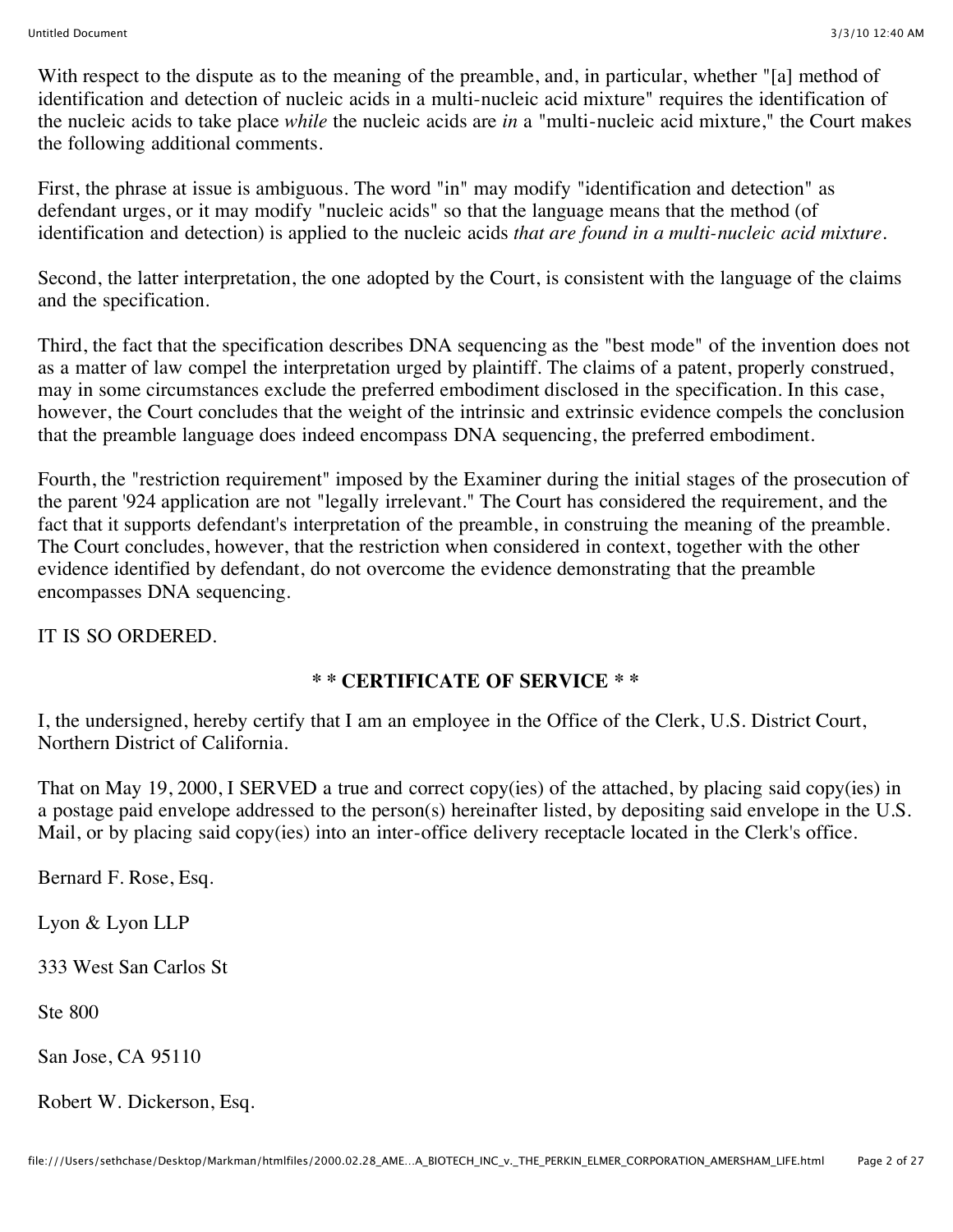With respect to the dispute as to the meaning of the preamble, and, in particular, whether "[a] method of identification and detection of nucleic acids in a multi-nucleic acid mixture" requires the identification of the nucleic acids to take place *while* the nucleic acids are *in* a "multi-nucleic acid mixture," the Court makes the following additional comments.

First, the phrase at issue is ambiguous. The word "in" may modify "identification and detection" as defendant urges, or it may modify "nucleic acids" so that the language means that the method (of identification and detection) is applied to the nucleic acids *that are found in a multi-nucleic acid mixture*.

Second, the latter interpretation, the one adopted by the Court, is consistent with the language of the claims and the specification.

Third, the fact that the specification describes DNA sequencing as the "best mode" of the invention does not as a matter of law compel the interpretation urged by plaintiff. The claims of a patent, properly construed, may in some circumstances exclude the preferred embodiment disclosed in the specification. In this case, however, the Court concludes that the weight of the intrinsic and extrinsic evidence compels the conclusion that the preamble language does indeed encompass DNA sequencing, the preferred embodiment.

Fourth, the "restriction requirement" imposed by the Examiner during the initial stages of the prosecution of the parent '924 application are not "legally irrelevant." The Court has considered the requirement, and the fact that it supports defendant's interpretation of the preamble, in construing the meaning of the preamble. The Court concludes, however, that the restriction when considered in context, together with the other evidence identified by defendant, do not overcome the evidence demonstrating that the preamble encompasses DNA sequencing.

IT IS SO ORDERED.

**\* \* CERTIFICATE OF SERVICE \* \***

I, the undersigned, hereby certify that I am an employee in the Office of the Clerk, U.S. District Court, Northern District of California.

That on May 19, 2000, I SERVED a true and correct copy(ies) of the attached, by placing said copy(ies) in a postage paid envelope addressed to the person(s) hereinafter listed, by depositing said envelope in the U.S. Mail, or by placing said copy(ies) into an inter-office delivery receptacle located in the Clerk's office.

Bernard F. Rose, Esq.

Lyon & Lyon LLP

333 West San Carlos St

Ste 800

San Jose, CA 95110

Robert W. Dickerson, Esq.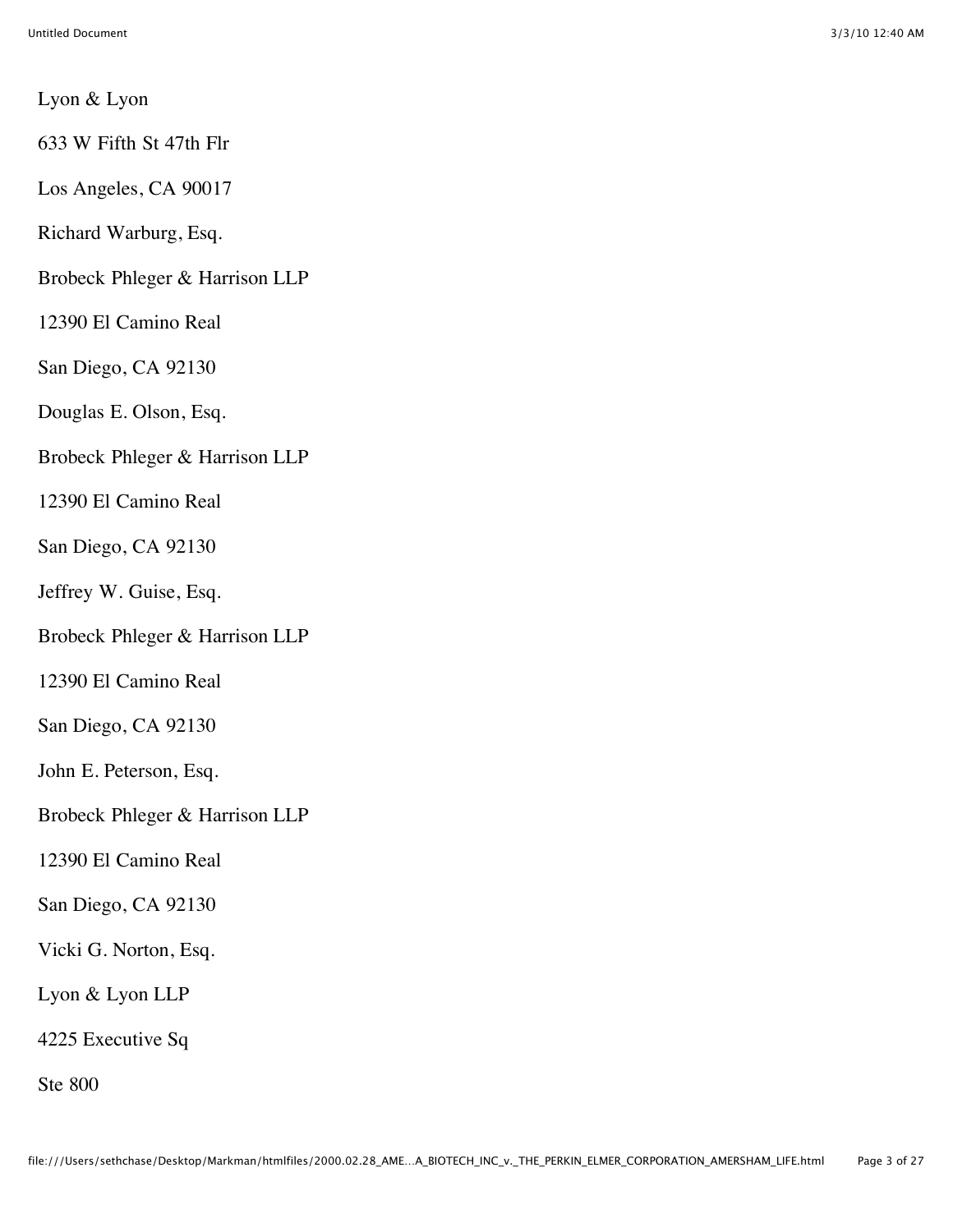Lyon & Lyon

633 W Fifth St 47th Flr

Los Angeles, CA 90017

Richard Warburg, Esq.

Brobeck Phleger & Harrison LLP

12390 El Camino Real

San Diego, CA 92130

Douglas E. Olson, Esq.

Brobeck Phleger & Harrison LLP

12390 El Camino Real

San Diego, CA 92130

Jeffrey W. Guise, Esq.

Brobeck Phleger & Harrison LLP

12390 El Camino Real

San Diego, CA 92130

John E. Peterson, Esq.

Brobeck Phleger & Harrison LLP

12390 El Camino Real

San Diego, CA 92130

Vicki G. Norton, Esq.

Lyon & Lyon LLP

4225 Executive Sq

Ste 800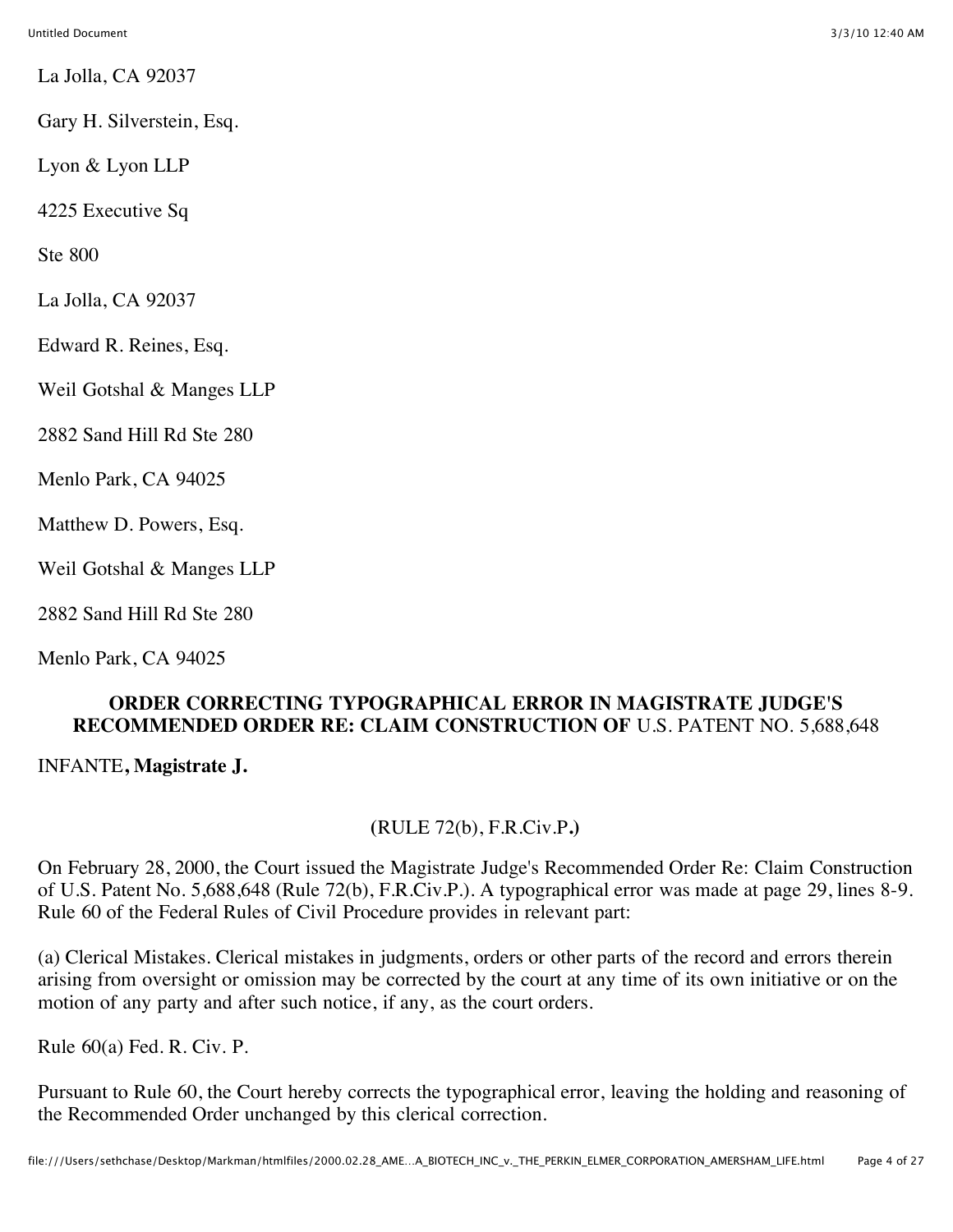La Jolla, CA 92037

Gary H. Silverstein, Esq.

Lyon & Lyon LLP

4225 Executive Sq

Ste 800

La Jolla, CA 92037

Edward R. Reines, Esq.

Weil Gotshal & Manges LLP

2882 Sand Hill Rd Ste 280

Menlo Park, CA 94025

Matthew D. Powers, Esq.

Weil Gotshal & Manges LLP

2882 Sand Hill Rd Ste 280

Menlo Park, CA 94025

**ORDER CORRECTING TYPOGRAPHICAL ERROR IN MAGISTRATE JUDGE'S RECOMMENDED ORDER RE: CLAIM CONSTRUCTION OF** U.S. PATENT NO. 5,688,648

INFANTE**, Magistrate J.**

(RULE 72(b), F.R.Civ.P**.)**

On February 28, 2000, the Court issued the Magistrate Judge's Recommended Order Re: Claim Construction of U.S. Patent No. 5,688,648 (Rule 72(b), F.R.Civ.P.). A typographical error was made at page 29, lines 8-9. Rule 60 of the Federal Rules of Civil Procedure provides in relevant part:

(a) Clerical Mistakes. Clerical mistakes in judgments, orders or other parts of the record and errors therein arising from oversight or omission may be corrected by the court at any time of its own initiative or on the motion of any party and after such notice, if any, as the court orders.

Rule 60(a) Fed. R. Civ. P.

Pursuant to Rule 60, the Court hereby corrects the typographical error, leaving the holding and reasoning of the Recommended Order unchanged by this clerical correction.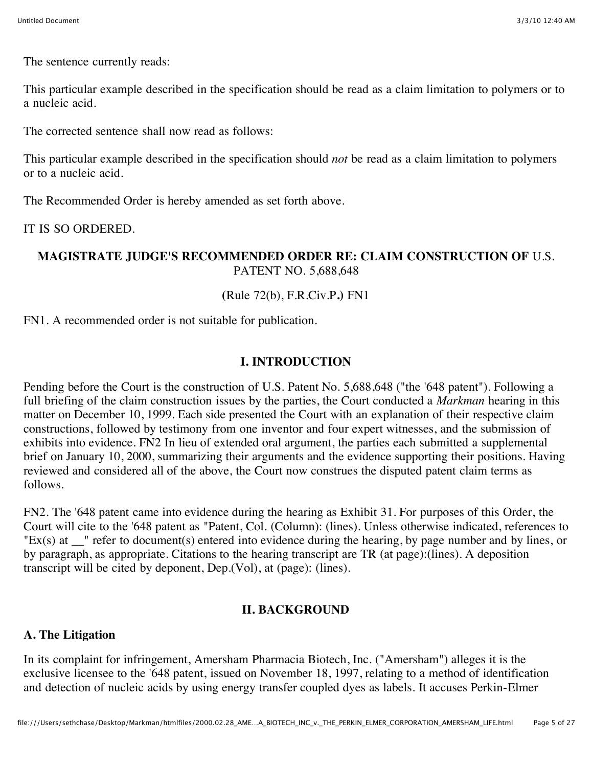The sentence currently reads:

This particular example described in the specification should be read as a claim limitation to polymers or to a nucleic acid.

The corrected sentence shall now read as follows:

This particular example described in the specification should *not* be read as a claim limitation to polymers or to a nucleic acid.

The Recommended Order is hereby amended as set forth above.

IT IS SO ORDERED.

**MAGISTRATE JUDGE'S RECOMMENDED ORDER RE: CLAIM CONSTRUCTION OF** U.S. PATENT NO. 5,688,648

(Rule 72(b), F.R.Civ.P.) FN1

FN1. A recommended order is not suitable for publication.

## I. INTRODUCTION

Pending before the Court is the construction of U.S. Patent No. 5,688,648 ("the '648 patent"). Following a full briefing of the claim construction issues by the parties, the Court conducted a *Markman* hearing in this matter on December 10, 1999. Each side presented the Court with an explanation of their respective claim constructions, followed by testimony from one inventor and four expert witnesses, and the submission of exhibits into evidence. FN2 In lieu of extended oral argument, the parties each submitted a supplemental brief on January 10, 2000, summarizing their arguments and the evidence supporting their positions. Having reviewed and considered all of the above, the Court now construes the disputed patent claim terms as follows.

FN2. The '648 patent came into evidence during the hearing as Exhibit 31. For purposes of this Order, the Court will cite to the '648 patent as "Patent, Col. (Column): (lines). Unless otherwise indicated, references to "Ex(s) at __" refer to document(s) entered into evidence during the hearing, by page number and by lines, or by paragraph, as appropriate. Citations to the hearing transcript are TR (at page):(lines). A deposition transcript will be cited by deponent, Dep.(Vol), at (page): (lines).

## II. BACKGROUND

### A. The Litigation

In its complaint for infringement, Amersham Pharmacia Biotech, Inc. ("Amersham") alleges it is the exclusive licensee to the '648 patent, issued on November 18, 1997, relating to a method of identification and detection of nucleic acids by using energy transfer coupled dyes as labels. It accuses Perkin-Elmer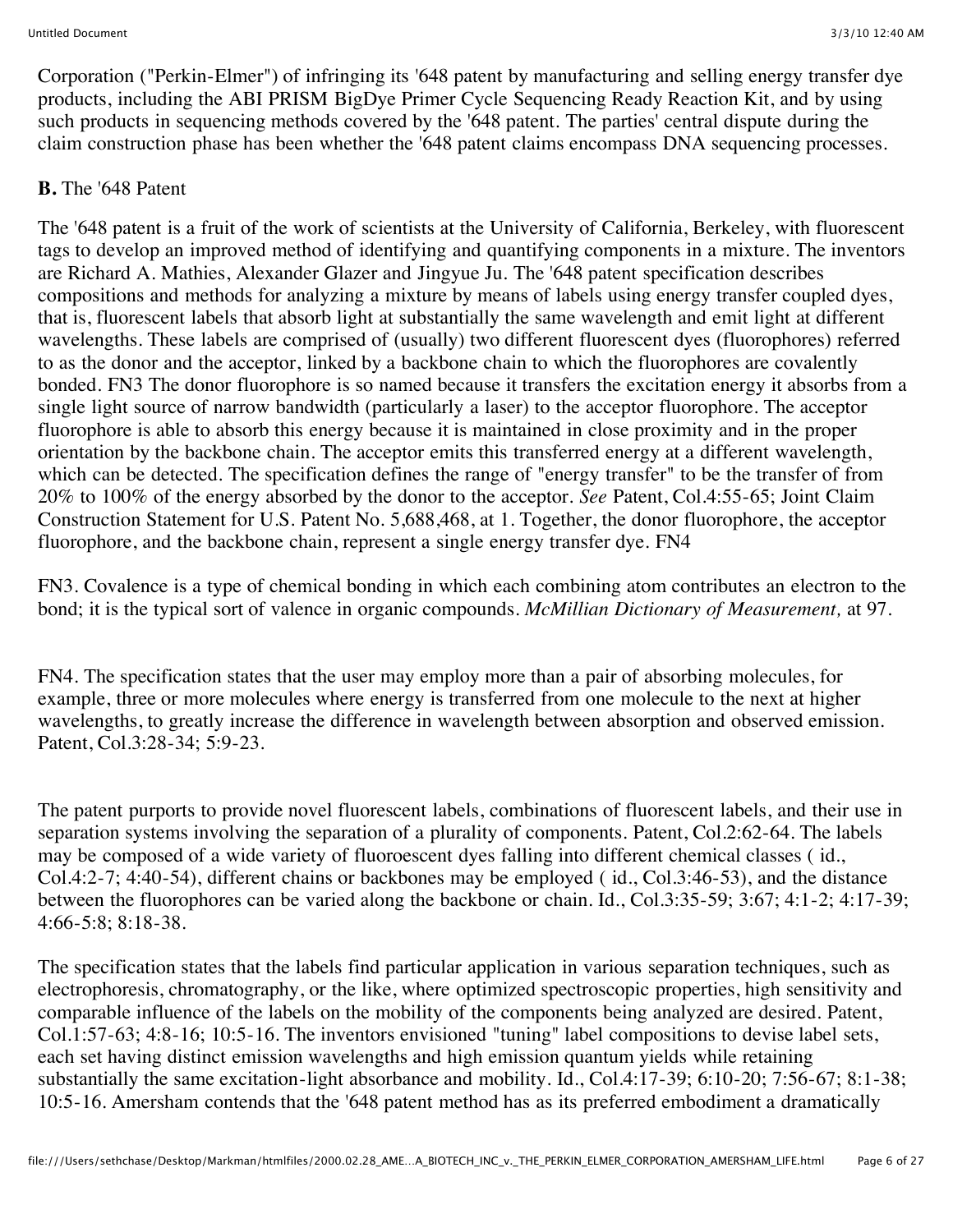Corporation ("Perkin-Elmer") of infringing its '648 patent by manufacturing and selling energy transfer dye products, including the ABI PRISM BigDye Primer Cycle Sequencing Ready Reaction Kit, and by using such products in sequencing methods covered by the '648 patent. The parties' central dispute during the claim construction phase has been whether the '648 patent claims encompass DNA sequencing processes.

**B.** The '648 Patent

The '648 patent is a fruit of the work of scientists at the University of California, Berkeley, with fluorescent tags to develop an improved method of identifying and quantifying components in a mixture. The inventors are Richard A. Mathies, Alexander Glazer and Jingyue Ju. The '648 patent specification describes compositions and methods for analyzing a mixture by means of labels using energy transfer coupled dyes, that is, fluorescent labels that absorb light at substantially the same wavelength and emit light at different wavelengths. These labels are comprised of (usually) two different fluorescent dyes (fluorophores) referred to as the donor and the acceptor, linked by a backbone chain to which the fluorophores are covalently bonded. FN3 The donor fluorophore is so named because it transfers the excitation energy it absorbs from a single light source of narrow bandwidth (particularly a laser) to the acceptor fluorophore. The acceptor fluorophore is able to absorb this energy because it is maintained in close proximity and in the proper orientation by the backbone chain. The acceptor emits this transferred energy at a different wavelength, which can be detected. The specification defines the range of "energy transfer" to be the transfer of from 20% to 100% of the energy absorbed by the donor to the acceptor. *See* Patent, Col.4:55-65; Joint Claim Construction Statement for U.S. Patent No. 5,688,468, at 1. Together, the donor fluorophore, the acceptor fluorophore, and the backbone chain, represent a single energy transfer dye. FN4

FN3. Covalence is a type of chemical bonding in which each combining atom contributes an electron to the bond; it is the typical sort of valence in organic compounds. *McMillian Dictionary of Measurement,* at 97.

FN4. The specification states that the user may employ more than a pair of absorbing molecules, for example, three or more molecules where energy is transferred from one molecule to the next at higher wavelengths, to greatly increase the difference in wavelength between absorption and observed emission. Patent, Col.3:28-34; 5:9-23.

The patent purports to provide novel fluorescent labels, combinations of fluorescent labels, and their use in separation systems involving the separation of a plurality of components. Patent, Col.2:62-64. The labels may be composed of a wide variety of fluoroescent dyes falling into different chemical classes ( id., Col.4:2-7; 4:40-54), different chains or backbones may be employed ( id., Col.3:46-53), and the distance between the fluorophores can be varied along the backbone or chain. Id., Col.3:35-59; 3:67; 4:1-2; 4:17-39; 4:66-5:8; 8:18-38.

The specification states that the labels find particular application in various separation techniques, such as electrophoresis, chromatography, or the like, where optimized spectroscopic properties, high sensitivity and comparable influence of the labels on the mobility of the components being analyzed are desired. Patent, Col.1:57-63; 4:8-16; 10:5-16. The inventors envisioned "tuning" label compositions to devise label sets, each set having distinct emission wavelengths and high emission quantum yields while retaining substantially the same excitation-light absorbance and mobility. Id., Col.4:17-39; 6:10-20; 7:56-67; 8:1-38; 10:5-16. Amersham contends that the '648 patent method has as its preferred embodiment a dramatically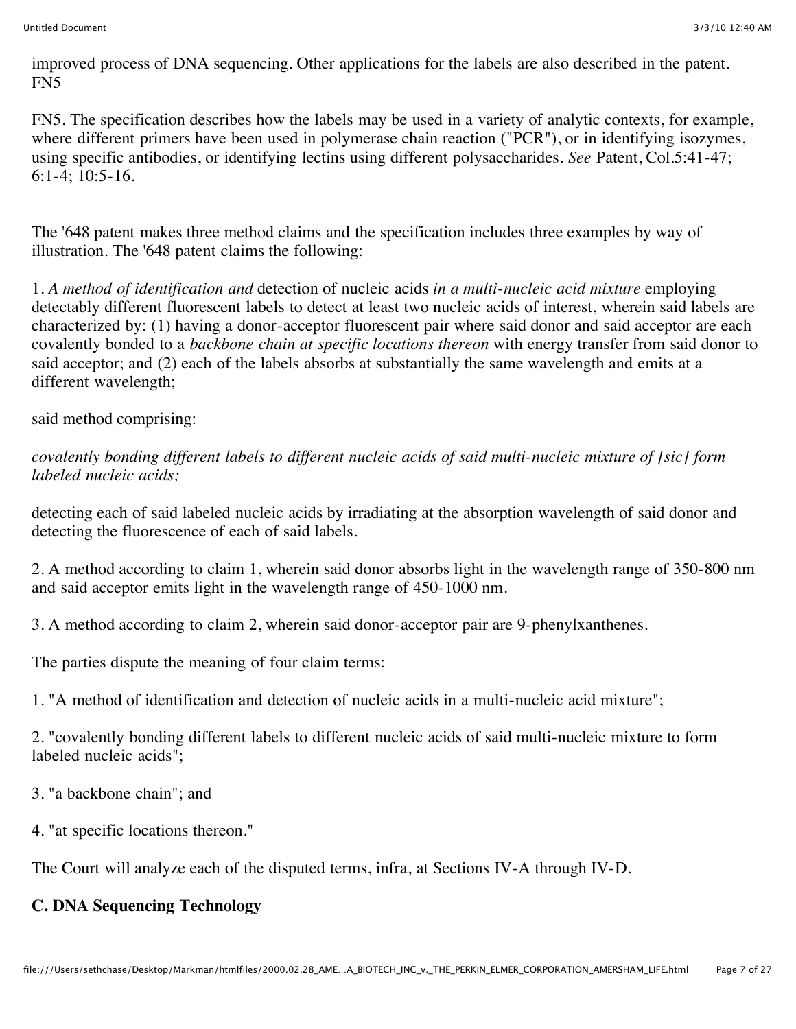improved process of DNA sequencing. Other applications for the labels are also described in the patent. FN5

FN5. The specification describes how the labels may be used in a variety of analytic contexts, for example, where different primers have been used in polymerase chain reaction ("PCR"), or in identifying isozymes, using specific antibodies, or identifying lectins using different polysaccharides. *See* Patent, Col.5:41-47; 6:1-4; 10:5-16.

The '648 patent makes three method claims and the specification includes three examples by way of illustration. The '648 patent claims the following:

1. *A method of identification and* detection of nucleic acids *in a multi-nucleic acid mixture* employing detectably different fluorescent labels to detect at least two nucleic acids of interest, wherein said labels are characterized by: (1) having a donor-acceptor fluorescent pair where said donor and said acceptor are each covalently bonded to a *backbone chain at specific locations thereon* with energy transfer from said donor to said acceptor; and (2) each of the labels absorbs at substantially the same wavelength and emits at a different wavelength;

said method comprising:

*covalently bonding different labels to different nucleic acids of said multi-nucleic mixture of [sic] form labeled nucleic acids;*

detecting each of said labeled nucleic acids by irradiating at the absorption wavelength of said donor and detecting the fluorescence of each of said labels.

2. A method according to claim 1, wherein said donor absorbs light in the wavelength range of 350-800 nm and said acceptor emits light in the wavelength range of 450-1000 nm.

3. A method according to claim 2, wherein said donor-acceptor pair are 9-phenylxanthenes.

The parties dispute the meaning of four claim terms:

1. "A method of identification and detection of nucleic acids in a multi-nucleic acid mixture";

2. "covalently bonding different labels to different nucleic acids of said multi-nucleic mixture to form labeled nucleic acids";

3. "a backbone chain"; and

4. "at specific locations thereon."

The Court will analyze each of the disputed terms, infra, at Sections IV-A through IV-D.

### C. DNA Sequencing Technology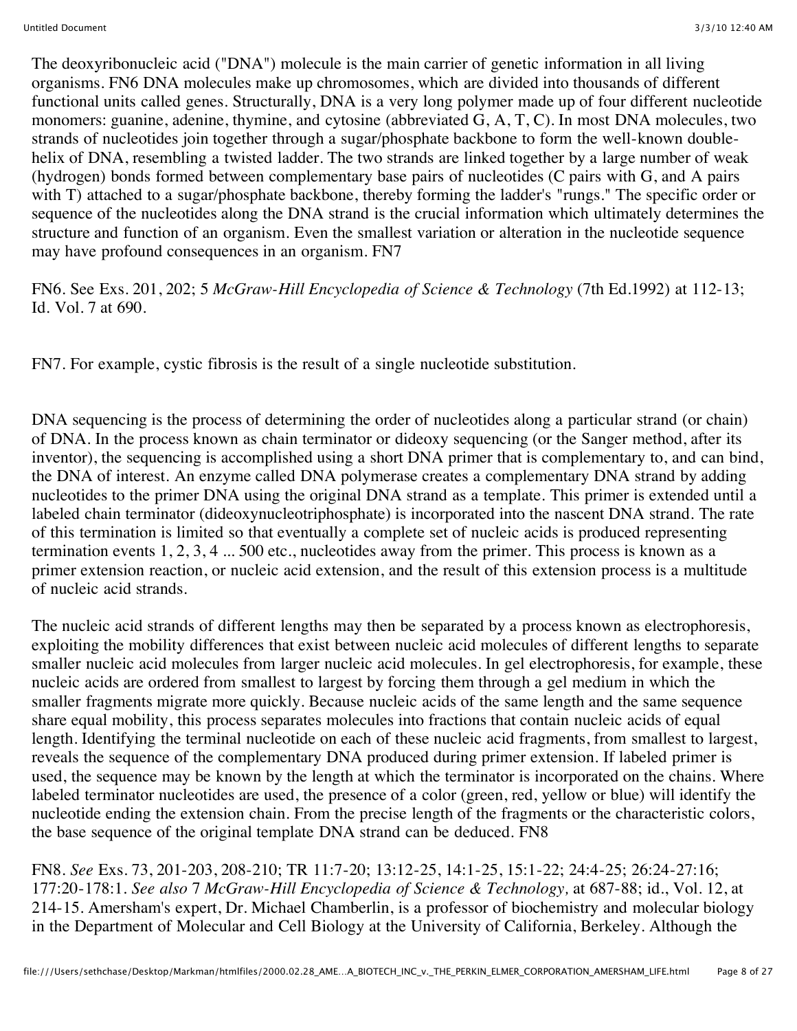The deoxyribonucleic acid ("DNA") molecule is the main carrier of genetic information in all living organisms. FN6 DNA molecules make up chromosomes, which are divided into thousands of different functional units called genes. Structurally, DNA is a very long polymer made up of four different nucleotide monomers: guanine, adenine, thymine, and cytosine (abbreviated G, A, T, C). In most DNA molecules, two strands of nucleotides join together through a sugar/phosphate backbone to form the well-known double-helix of DNA, resembling a twisted ladder. The two strands are linked together by a large number of weak (hydrogen) bonds formed between complementary base pairs of nucleotides (C pairs with G, and A pairs with T) attached to a sugar/phosphate backbone, thereby forming the ladder's "rungs." The specific order or sequence of the nucleotides along the DNA strand is the crucial information which ultimately determines the structure and function of an organism. Even the smallest variation or alteration in the nucleotide sequence may have profound consequences in an organism. FN7

FN6. See Exs. 201, 202; 5 *McGraw-Hill Encyclopedia of Science & Technology* (7th Ed.1992) at 112-13; Id. Vol. 7 at 690.

FN7. For example, cystic fibrosis is the result of a single nucleotide substitution.

DNA sequencing is the process of determining the order of nucleotides along a particular strand (or chain) of DNA. In the process known as chain terminator or dideoxy sequencing (or the Sanger method, after its inventor), the sequencing is accomplished using a short DNA primer that is complementary to, and can bind, the DNA of interest. An enzyme called DNA polymerase creates a complementary DNA strand by adding nucleotides to the primer DNA using the original DNA strand as a template. This primer is extended until a labeled chain terminator (dideoxynucleotriphosphate) is incorporated into the nascent DNA strand. The rate of this termination is limited so that eventually a complete set of nucleic acids is produced representing termination events 1, 2, 3, 4 ... 500 etc., nucleotides away from the primer. This process is known as a primer extension reaction, or nucleic acid extension, and the result of this extension process is a multitude of nucleic acid strands.

The nucleic acid strands of different lengths may then be separated by a process known as electrophoresis, exploiting the mobility differences that exist between nucleic acid molecules of different lengths to separate smaller nucleic acid molecules from larger nucleic acid molecules. In gel electrophoresis, for example, these nucleic acids are ordered from smallest to largest by forcing them through a gel medium in which the smaller fragments migrate more quickly. Because nucleic acids of the same length and the same sequence share equal mobility, this process separates molecules into fractions that contain nucleic acids of equal length. Identifying the terminal nucleotide on each of these nucleic acid fragments, from smallest to largest, reveals the sequence of the complementary DNA produced during primer extension. If labeled primer is used, the sequence may be known by the length at which the terminator is incorporated on the chains. Where labeled terminator nucleotides are used, the presence of a color (green, red, yellow or blue) will identify the nucleotide ending the extension chain. From the precise length of the fragments or the characteristic colors, the base sequence of the original template DNA strand can be deduced. FN8

FN8. *See* Exs. 73, 201-203, 208-210; TR 11:7-20; 13:12-25, 14:1-25, 15:1-22; 24:4-25; 26:24-27:16; 177:20-178:1. *See also* 7 *McGraw-Hill Encyclopedia of Science & Technology,* at 687-88; id., Vol. 12, at 214-15. Amersham's expert, Dr. Michael Chamberlin, is a professor of biochemistry and molecular biology in the Department of Molecular and Cell Biology at the University of California, Berkeley. Although the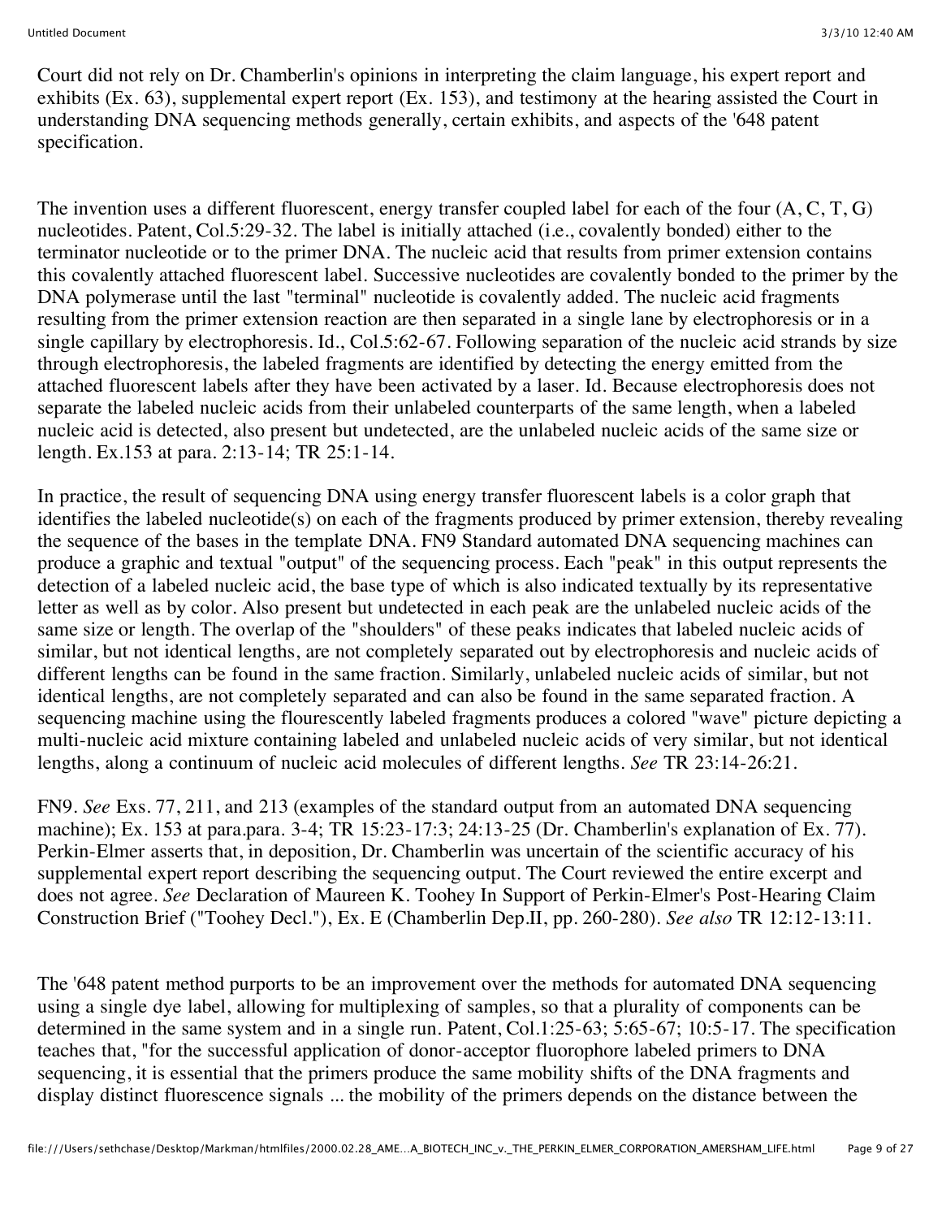Court did not rely on Dr. Chamberlin's opinions in interpreting the claim language, his expert report and exhibits (Ex. 63), supplemental expert report (Ex. 153), and testimony at the hearing assisted the Court in understanding DNA sequencing methods generally, certain exhibits, and aspects of the '648 patent specification.

The invention uses a different fluorescent, energy transfer coupled label for each of the four (A, C, T, G) nucleotides. Patent, Col.5:29-32. The label is initially attached (i.e., covalently bonded) either to the terminator nucleotide or to the primer DNA. The nucleic acid that results from primer extension contains this covalently attached fluorescent label. Successive nucleotides are covalently bonded to the primer by the DNA polymerase until the last "terminal" nucleotide is covalently added. The nucleic acid fragments resulting from the primer extension reaction are then separated in a single lane by electrophoresis or in a single capillary by electrophoresis. Id., Col.5:62-67. Following separation of the nucleic acid strands by size through electrophoresis, the labeled fragments are identified by detecting the energy emitted from the attached fluorescent labels after they have been activated by a laser. Id. Because electrophoresis does not separate the labeled nucleic acids from their unlabeled counterparts of the same length, when a labeled nucleic acid is detected, also present but undetected, are the unlabeled nucleic acids of the same size or length. Ex.153 at para. 2:13-14; TR 25:1-14.

In practice, the result of sequencing DNA using energy transfer fluorescent labels is a color graph that identifies the labeled nucleotide(s) on each of the fragments produced by primer extension, thereby revealing the sequence of the bases in the template DNA. FN9 Standard automated DNA sequencing machines can produce a graphic and textual "output" of the sequencing process. Each "peak" in this output represents the detection of a labeled nucleic acid, the base type of which is also indicated textually by its representative letter as well as by color. Also present but undetected in each peak are the unlabeled nucleic acids of the same size or length. The overlap of the "shoulders" of these peaks indicates that labeled nucleic acids of similar, but not identical lengths, are not completely separated out by electrophoresis and nucleic acids of different lengths can be found in the same fraction. Similarly, unlabeled nucleic acids of similar, but not identical lengths, are not completely separated and can also be found in the same separated fraction. A sequencing machine using the flourescently labeled fragments produces a colored "wave" picture depicting a multi-nucleic acid mixture containing labeled and unlabeled nucleic acids of very similar, but not identical lengths, along a continuum of nucleic acid molecules of different lengths. *See* TR 23:14-26:21.

FN9. *See* Exs. 77, 211, and 213 (examples of the standard output from an automated DNA sequencing machine); Ex. 153 at para.para. 3-4; TR 15:23-17:3; 24:13-25 (Dr. Chamberlin's explanation of Ex. 77). Perkin-Elmer asserts that, in deposition, Dr. Chamberlin was uncertain of the scientific accuracy of his supplemental expert report describing the sequencing output. The Court reviewed the entire excerpt and does not agree. *See* Declaration of Maureen K. Toohey In Support of Perkin-Elmer's Post-Hearing Claim Construction Brief ("Toohey Decl."), Ex. E (Chamberlin Dep.II, pp. 260-280). *See also* TR 12:12-13:11.

The '648 patent method purports to be an improvement over the methods for automated DNA sequencing using a single dye label, allowing for multiplexing of samples, so that a plurality of components can be determined in the same system and in a single run. Patent, Col.1:25-63; 5:65-67; 10:5-17. The specification teaches that, "for the successful application of donor-acceptor fluorophore labeled primers to DNA sequencing, it is essential that the primers produce the same mobility shifts of the DNA fragments and display distinct fluorescence signals ... the mobility of the primers depends on the distance between the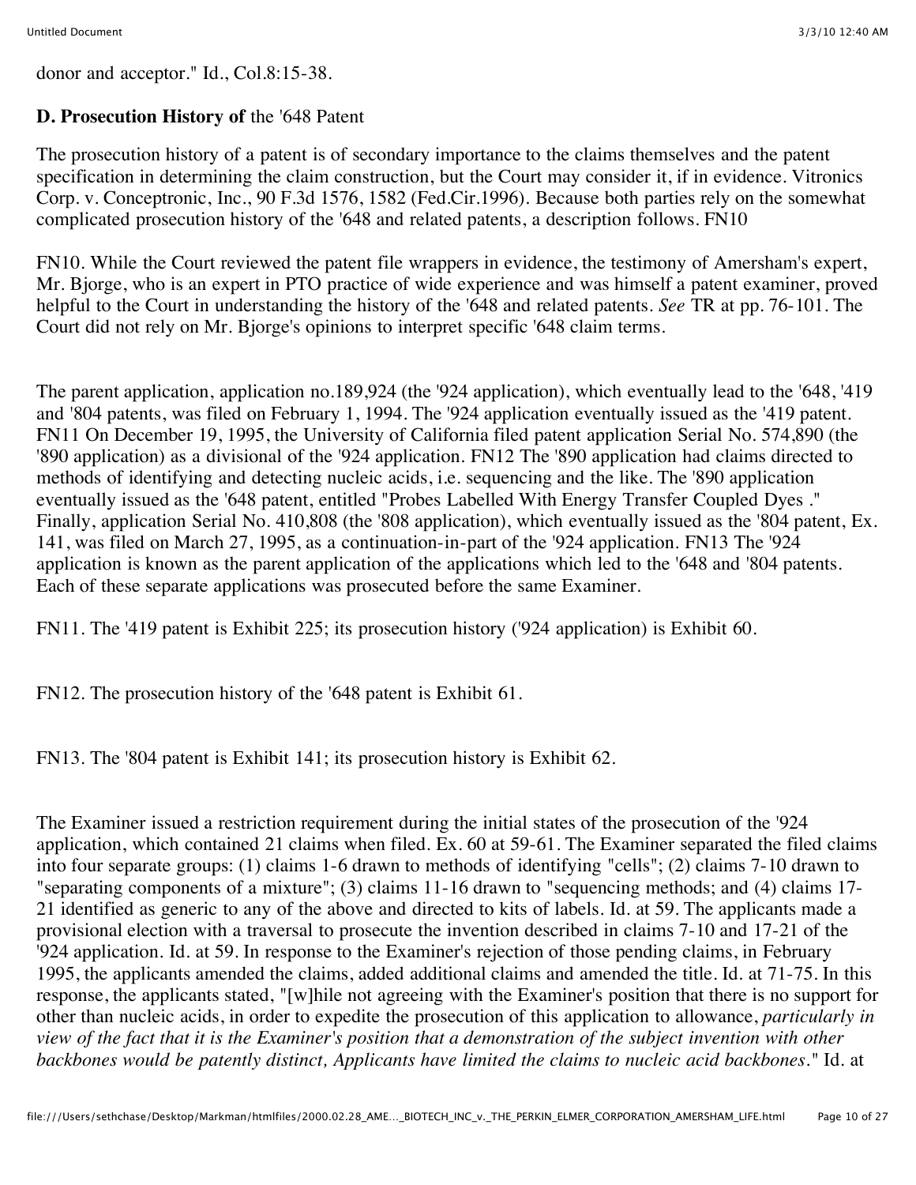donor and acceptor." Id., Col.8:15-38.

### D. Prosecution History of the '648 Patent

The prosecution history of a patent is of secondary importance to the claims themselves and the patent specification in determining the claim construction, but the Court may consider it, if in evidence. Vitronics Corp. v. Conceptronic, Inc., 90 F.3d 1576, 1582 (Fed.Cir.1996). Because both parties rely on the somewhat complicated prosecution history of the '648 and related patents, a description follows. FN10

FN10. While the Court reviewed the patent file wrappers in evidence, the testimony of Amersham's expert, Mr. Bjorge, who is an expert in PTO practice of wide experience and was himself a patent examiner, proved helpful to the Court in understanding the history of the '648 and related patents. *See* TR at pp. 76-101. The Court did not rely on Mr. Bjorge's opinions to interpret specific '648 claim terms.

The parent application, application no.189,924 (the '924 application), which eventually lead to the '648, '419 and '804 patents, was filed on February 1, 1994. The '924 application eventually issued as the '419 patent. FN11 On December 19, 1995, the University of California filed patent application Serial No. 574,890 (the '890 application) as a divisional of the '924 application. FN12 The '890 application had claims directed to methods of identifying and detecting nucleic acids, i.e. sequencing and the like. The '890 application eventually issued as the '648 patent, entitled "Probes Labelled With Energy Transfer Coupled Dyes ." Finally, application Serial No. 410,808 (the '808 application), which eventually issued as the '804 patent, Ex. 141, was filed on March 27, 1995, as a continuation-in-part of the '924 application. FN13 The '924 application is known as the parent application of the applications which led to the '648 and '804 patents. Each of these separate applications was prosecuted before the same Examiner.

FN11. The '419 patent is Exhibit 225; its prosecution history ('924 application) is Exhibit 60.

FN12. The prosecution history of the '648 patent is Exhibit 61.

FN13. The '804 patent is Exhibit 141; its prosecution history is Exhibit 62.

The Examiner issued a restriction requirement during the initial states of the prosecution of the '924 application, which contained 21 claims when filed. Ex. 60 at 59-61. The Examiner separated the filed claims into four separate groups: (1) claims 1-6 drawn to methods of identifying "cells"; (2) claims 7-10 drawn to "separating components of a mixture"; (3) claims 11-16 drawn to "sequencing methods; and (4) claims 17-21 identified as generic to any of the above and directed to kits of labels. Id. at 59. The applicants made a provisional election with a traversal to prosecute the invention described in claims 7-10 and 17-21 of the '924 application. Id. at 59. In response to the Examiner's rejection of those pending claims, in February 1995, the applicants amended the claims, added additional claims and amended the title. Id. at 71-75. In this response, the applicants stated, "[w]hile not agreeing with the Examiner's position that there is no support for other than nucleic acids, in order to expedite the prosecution of this application to allowance, *particularly in view of the fact that it is the Examiner's position that a demonstration of the subject invention with other backbones would be patently distinct, Applicants have limited the claims to nucleic acid backbones*." Id. at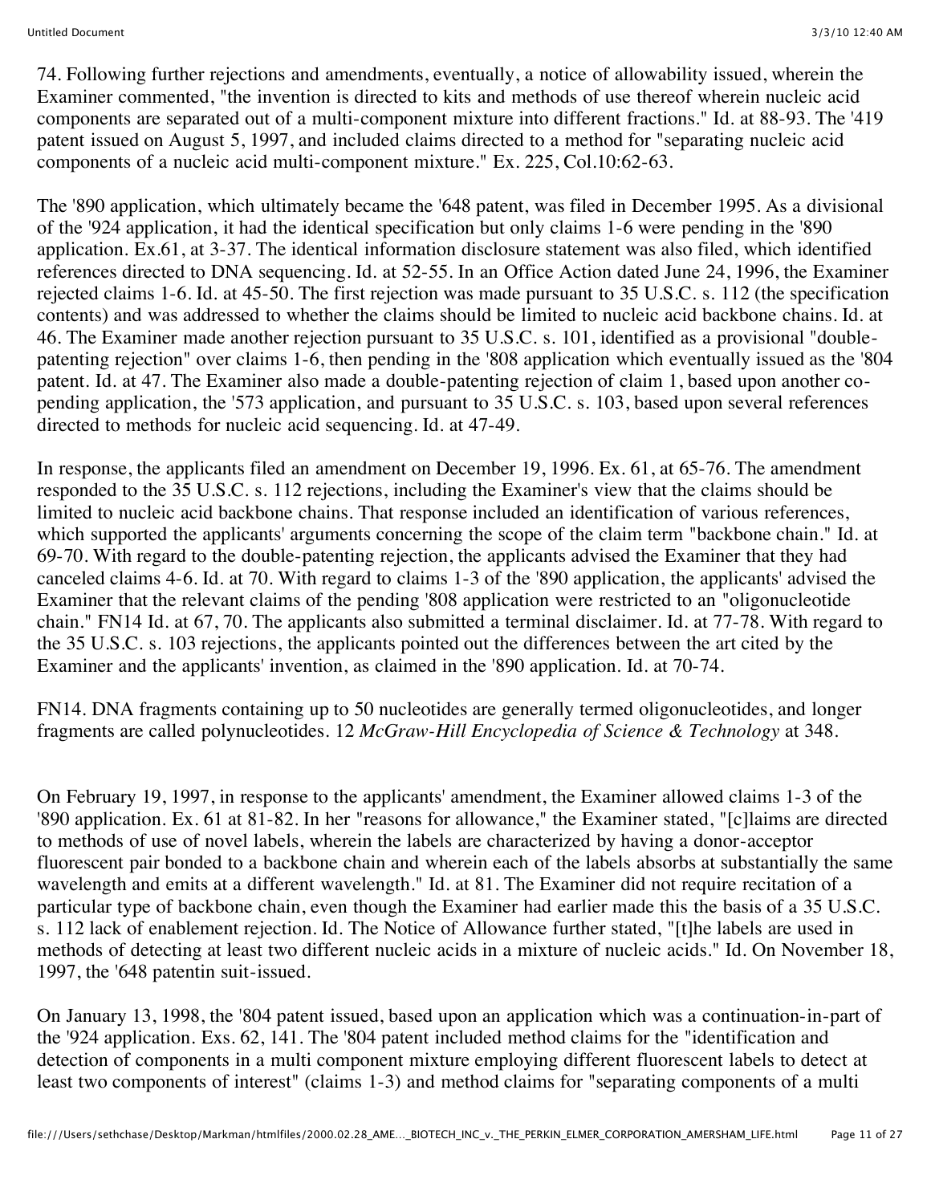74. Following further rejections and amendments, eventually, a notice of allowability issued, wherein the Examiner commented, "the invention is directed to kits and methods of use thereof wherein nucleic acid components are separated out of a multi-component mixture into different fractions." Id. at 88-93. The '419 patent issued on August 5, 1997, and included claims directed to a method for "separating nucleic acid components of a nucleic acid multi-component mixture." Ex. 225, Col.10:62-63.

The '890 application, which ultimately became the '648 patent, was filed in December 1995. As a divisional of the '924 application, it had the identical specification but only claims 1-6 were pending in the '890 application. Ex.61, at 3-37. The identical information disclosure statement was also filed, which identified references directed to DNA sequencing. Id. at 52-55. In an Office Action dated June 24, 1996, the Examiner rejected claims 1-6. Id. at 45-50. The first rejection was made pursuant to 35 U.S.C. s. 112 (the specification contents) and was addressed to whether the claims should be limited to nucleic acid backbone chains. Id. at 46. The Examiner made another rejection pursuant to 35 U.S.C. s. 101, identified as a provisional "double-patenting rejection" over claims 1-6, then pending in the '808 application which eventually issued as the '804 patent. Id. at 47. The Examiner also made a double-patenting rejection of claim 1, based upon another co-pending application, the '573 application, and pursuant to 35 U.S.C. s. 103, based upon several references directed to methods for nucleic acid sequencing. Id. at 47-49.

In response, the applicants filed an amendment on December 19, 1996. Ex. 61, at 65-76. The amendment responded to the 35 U.S.C. s. 112 rejections, including the Examiner's view that the claims should be limited to nucleic acid backbone chains. That response included an identification of various references, which supported the applicants' arguments concerning the scope of the claim term "backbone chain." Id. at 69-70. With regard to the double-patenting rejection, the applicants advised the Examiner that they had canceled claims 4-6. Id. at 70. With regard to claims 1-3 of the '890 application, the applicants' advised the Examiner that the relevant claims of the pending '808 application were restricted to an "oligonucleotide chain." FN14 Id. at 67, 70. The applicants also submitted a terminal disclaimer. Id. at 77-78. With regard to the 35 U.S.C. s. 103 rejections, the applicants pointed out the differences between the art cited by the Examiner and the applicants' invention, as claimed in the '890 application. Id. at 70-74.

FN14. DNA fragments containing up to 50 nucleotides are generally termed oligonucleotides, and longer fragments are called polynucleotides. 12 *McGraw-Hill Encyclopedia of Science & Technology* at 348.

On February 19, 1997, in response to the applicants' amendment, the Examiner allowed claims 1-3 of the '890 application. Ex. 61 at 81-82. In her "reasons for allowance," the Examiner stated, "[c]laims are directed to methods of use of novel labels, wherein the labels are characterized by having a donor-acceptor fluorescent pair bonded to a backbone chain and wherein each of the labels absorbs at substantially the same wavelength and emits at a different wavelength." Id. at 81. The Examiner did not require recitation of a particular type of backbone chain, even though the Examiner had earlier made this the basis of a 35 U.S.C. s. 112 lack of enablement rejection. Id. The Notice of Allowance further stated, "[t]he labels are used in methods of detecting at least two different nucleic acids in a mixture of nucleic acids." Id. On November 18, 1997, the '648 patentin suit-issued.

On January 13, 1998, the '804 patent issued, based upon an application which was a continuation-in-part of the '924 application. Exs. 62, 141. The '804 patent included method claims for the "identification and detection of components in a multi component mixture employing different fluorescent labels to detect at least two components of interest" (claims 1-3) and method claims for "separating components of a multi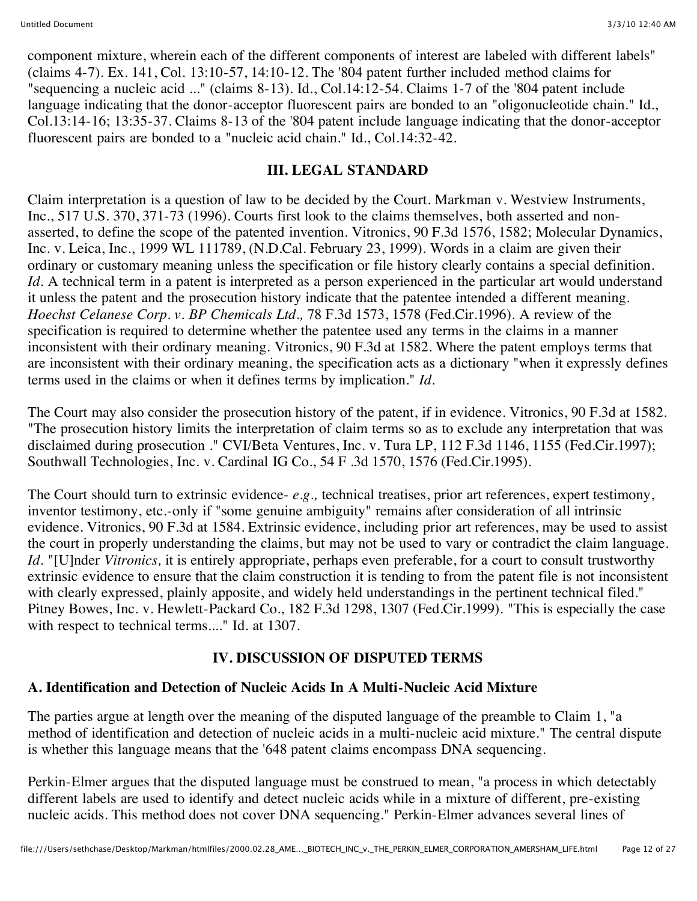component mixture, wherein each of the different components of interest are labeled with different labels" (claims 4-7). Ex. 141, Col. 13:10-57, 14:10-12. The '804 patent further included method claims for "sequencing a nucleic acid ..." (claims 8-13). Id., Col.14:12-54. Claims 1-7 of the '804 patent include language indicating that the donor-acceptor fluorescent pairs are bonded to an "oligonucleotide chain." Id., Col.13:14-16; 13:35-37. Claims 8-13 of the '804 patent include language indicating that the donor-acceptor fluorescent pairs are bonded to a "nucleic acid chain." Id., Col.14:32-42.

## III. LEGAL STANDARD

Claim interpretation is a question of law to be decided by the Court. Markman v. Westview Instruments, Inc., 517 U.S. 370, 371-73 (1996). Courts first look to the claims themselves, both asserted and non-asserted, to define the scope of the patented invention. Vitronics, 90 F.3d 1576, 1582; Molecular Dynamics, Inc. v. Leica, Inc., 1999 WL 111789, (N.D.Cal. February 23, 1999). Words in a claim are given their ordinary or customary meaning unless the specification or file history clearly contains a special definition. *Id.* A technical term in a patent is interpreted as a person experienced in the particular art would understand it unless the patent and the prosecution history indicate that the patentee intended a different meaning. *Hoechst Celanese Corp. v. BP Chemicals Ltd.,* 78 F.3d 1573, 1578 (Fed.Cir.1996). A review of the specification is required to determine whether the patentee used any terms in the claims in a manner inconsistent with their ordinary meaning. Vitronics, 90 F.3d at 1582. Where the patent employs terms that are inconsistent with their ordinary meaning, the specification acts as a dictionary "when it expressly defines terms used in the claims or when it defines terms by implication." *Id.*

The Court may also consider the prosecution history of the patent, if in evidence. Vitronics, 90 F.3d at 1582. "The prosecution history limits the interpretation of claim terms so as to exclude any interpretation that was disclaimed during prosecution ." CVI/Beta Ventures, Inc. v. Tura LP, 112 F.3d 1146, 1155 (Fed.Cir.1997); Southwall Technologies, Inc. v. Cardinal IG Co., 54 F .3d 1570, 1576 (Fed.Cir.1995).

The Court should turn to extrinsic evidence- *e.g.,* technical treatises, prior art references, expert testimony, inventor testimony, etc.-only if "some genuine ambiguity" remains after consideration of all intrinsic evidence. Vitronics, 90 F.3d at 1584. Extrinsic evidence, including prior art references, may be used to assist the court in properly understanding the claims, but may not be used to vary or contradict the claim language. *Id.* "[U]nder *Vitronics,* it is entirely appropriate, perhaps even preferable, for a court to consult trustworthy extrinsic evidence to ensure that the claim construction it is tending to from the patent file is not inconsistent with clearly expressed, plainly apposite, and widely held understandings in the pertinent technical filed." Pitney Bowes, Inc. v. Hewlett-Packard Co., 182 F.3d 1298, 1307 (Fed.Cir.1999). "This is especially the case with respect to technical terms...." Id. at 1307.

## IV. DISCUSSION OF DISPUTED TERMS

### A. Identification and Detection of Nucleic Acids In A Multi-Nucleic Acid Mixture

The parties argue at length over the meaning of the disputed language of the preamble to Claim 1, "a method of identification and detection of nucleic acids in a multi-nucleic acid mixture." The central dispute is whether this language means that the '648 patent claims encompass DNA sequencing.

Perkin-Elmer argues that the disputed language must be construed to mean, "a process in which detectably different labels are used to identify and detect nucleic acids while in a mixture of different, pre-existing nucleic acids. This method does not cover DNA sequencing." Perkin-Elmer advances several lines of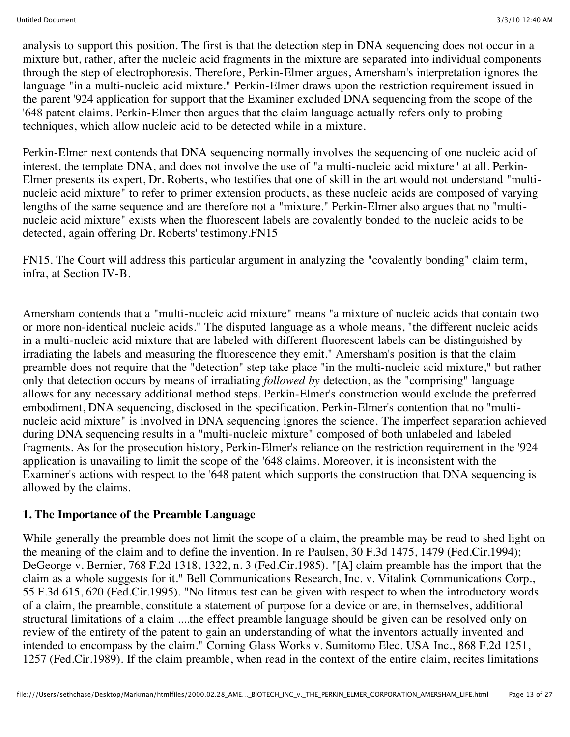analysis to support this position. The first is that the detection step in DNA sequencing does not occur in a mixture but, rather, after the nucleic acid fragments in the mixture are separated into individual components through the step of electrophoresis. Therefore, Perkin-Elmer argues, Amersham's interpretation ignores the language "in a multi-nucleic acid mixture." Perkin-Elmer draws upon the restriction requirement issued in the parent '924 application for support that the Examiner excluded DNA sequencing from the scope of the '648 patent claims. Perkin-Elmer then argues that the claim language actually refers only to probing techniques, which allow nucleic acid to be detected while in a mixture.

Perkin-Elmer next contends that DNA sequencing normally involves the sequencing of one nucleic acid of interest, the template DNA, and does not involve the use of "a multi-nucleic acid mixture" at all. Perkin-Elmer presents its expert, Dr. Roberts, who testifies that one of skill in the art would not understand "multi-nucleic acid mixture" to refer to primer extension products, as these nucleic acids are composed of varying lengths of the same sequence and are therefore not a "mixture." Perkin-Elmer also argues that no "multi-nucleic acid mixture" exists when the fluorescent labels are covalently bonded to the nucleic acids to be detected, again offering Dr. Roberts' testimony.FN15

FN15. The Court will address this particular argument in analyzing the "covalently bonding" claim term, infra, at Section IV-B.

Amersham contends that a "multi-nucleic acid mixture" means "a mixture of nucleic acids that contain two or more non-identical nucleic acids." The disputed language as a whole means, "the different nucleic acids in a multi-nucleic acid mixture that are labeled with different fluorescent labels can be distinguished by irradiating the labels and measuring the fluorescence they emit." Amersham's position is that the claim preamble does not require that the "detection" step take place "in the multi-nucleic acid mixture," but rather only that detection occurs by means of irradiating *followed by* detection, as the "comprising" language allows for any necessary additional method steps. Perkin-Elmer's construction would exclude the preferred embodiment, DNA sequencing, disclosed in the specification. Perkin-Elmer's contention that no "multi-nucleic acid mixture" is involved in DNA sequencing ignores the science. The imperfect separation achieved during DNA sequencing results in a "multi-nucleic mixture" composed of both unlabeled and labeled fragments. As for the prosecution history, Perkin-Elmer's reliance on the restriction requirement in the '924 application is unavailing to limit the scope of the '648 claims. Moreover, it is inconsistent with the Examiner's actions with respect to the '648 patent which supports the construction that DNA sequencing is allowed by the claims.

### 1. The Importance of the Preamble Language

While generally the preamble does not limit the scope of a claim, the preamble may be read to shed light on the meaning of the claim and to define the invention. In re Paulsen, 30 F.3d 1475, 1479 (Fed.Cir.1994); DeGeorge v. Bernier, 768 F.2d 1318, 1322, n. 3 (Fed.Cir.1985). "[A] claim preamble has the import that the claim as a whole suggests for it." Bell Communications Research, Inc. v. Vitalink Communications Corp., 55 F.3d 615, 620 (Fed.Cir.1995). "No litmus test can be given with respect to when the introductory words of a claim, the preamble, constitute a statement of purpose for a device or are, in themselves, additional structural limitations of a claim ....the effect preamble language should be given can be resolved only on review of the entirety of the patent to gain an understanding of what the inventors actually invented and intended to encompass by the claim." Corning Glass Works v. Sumitomo Elec. USA Inc., 868 F.2d 1251, 1257 (Fed.Cir.1989). If the claim preamble, when read in the context of the entire claim, recites limitations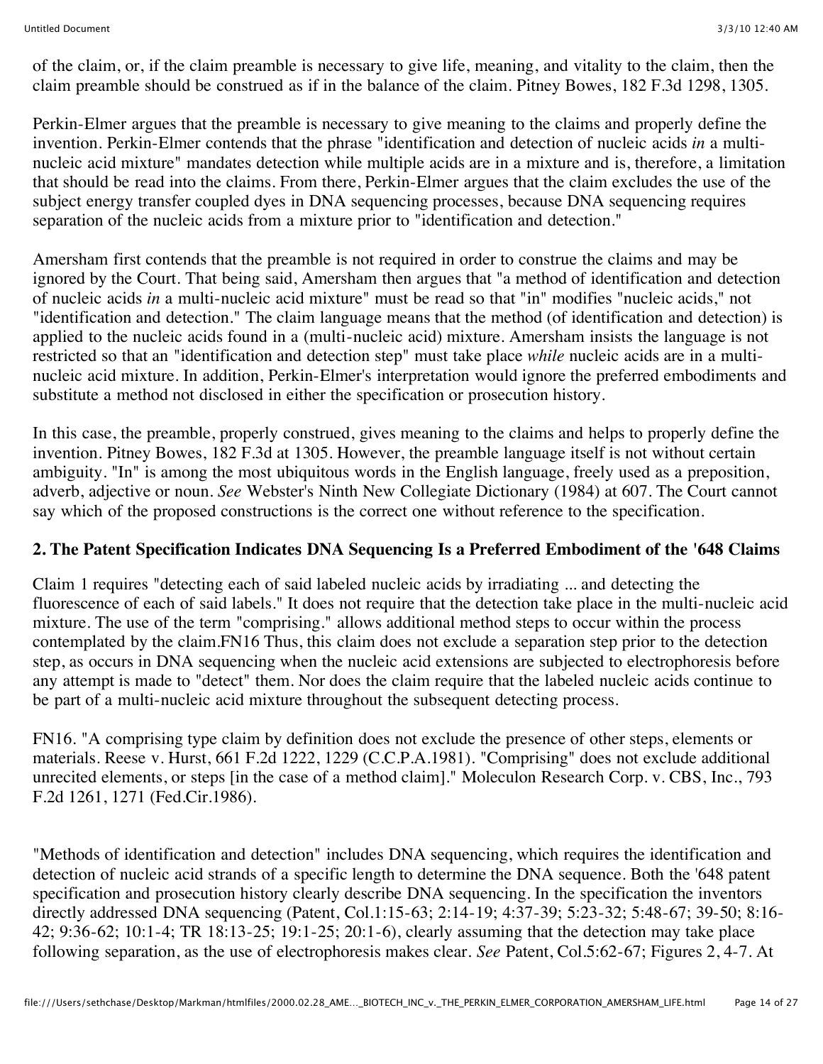of the claim, or, if the claim preamble is necessary to give life, meaning, and vitality to the claim, then the claim preamble should be construed as if in the balance of the claim. Pitney Bowes, 182 F.3d 1298, 1305.

Perkin-Elmer argues that the preamble is necessary to give meaning to the claims and properly define the invention. Perkin-Elmer contends that the phrase "identification and detection of nucleic acids *in* a multi-nucleic acid mixture" mandates detection while multiple acids are in a mixture and is, therefore, a limitation that should be read into the claims. From there, Perkin-Elmer argues that the claim excludes the use of the subject energy transfer coupled dyes in DNA sequencing processes, because DNA sequencing requires separation of the nucleic acids from a mixture prior to "identification and detection."

Amersham first contends that the preamble is not required in order to construe the claims and may be ignored by the Court. That being said, Amersham then argues that "a method of identification and detection of nucleic acids *in* a multi-nucleic acid mixture" must be read so that "in" modifies "nucleic acids," not "identification and detection." The claim language means that the method (of identification and detection) is applied to the nucleic acids found in a (multi-nucleic acid) mixture. Amersham insists the language is not restricted so that an "identification and detection step" must take place *while* nucleic acids are in a multi-nucleic acid mixture. In addition, Perkin-Elmer's interpretation would ignore the preferred embodiments and substitute a method not disclosed in either the specification or prosecution history.

In this case, the preamble, properly construed, gives meaning to the claims and helps to properly define the invention. Pitney Bowes, 182 F.3d at 1305. However, the preamble language itself is not without certain ambiguity. "In" is among the most ubiquitous words in the English language, freely used as a preposition, adverb, adjective or noun. *See* Webster's Ninth New Collegiate Dictionary (1984) at 607. The Court cannot say which of the proposed constructions is the correct one without reference to the specification.

**2. The Patent Specification Indicates DNA Sequencing Is a Preferred Embodiment of the '648 Claims**

Claim 1 requires "detecting each of said labeled nucleic acids by irradiating ... and detecting the fluorescence of each of said labels." It does not require that the detection take place in the multi-nucleic acid mixture. The use of the term "comprising." allows additional method steps to occur within the process contemplated by the claim.FN16 Thus, this claim does not exclude a separation step prior to the detection step, as occurs in DNA sequencing when the nucleic acid extensions are subjected to electrophoresis before any attempt is made to "detect" them. Nor does the claim require that the labeled nucleic acids continue to be part of a multi-nucleic acid mixture throughout the subsequent detecting process.

FN16. "A comprising type claim by definition does not exclude the presence of other steps, elements or materials. Reese v. Hurst, 661 F.2d 1222, 1229 (C.C.P.A.1981). "Comprising" does not exclude additional unrecited elements, or steps [in the case of a method claim]." Moleculon Research Corp. v. CBS, Inc., 793 F.2d 1261, 1271 (Fed.Cir.1986).

"Methods of identification and detection" includes DNA sequencing, which requires the identification and detection of nucleic acid strands of a specific length to determine the DNA sequence. Both the '648 patent specification and prosecution history clearly describe DNA sequencing. In the specification the inventors directly addressed DNA sequencing (Patent, Col.1:15-63; 2:14-19; 4:37-39; 5:23-32; 5:48-67; 39-50; 8:16-42; 9:36-62; 10:1-4; TR 18:13-25; 19:1-25; 20:1-6), clearly assuming that the detection may take place following separation, as the use of electrophoresis makes clear. *See* Patent, Col.5:62-67; Figures 2, 4-7. At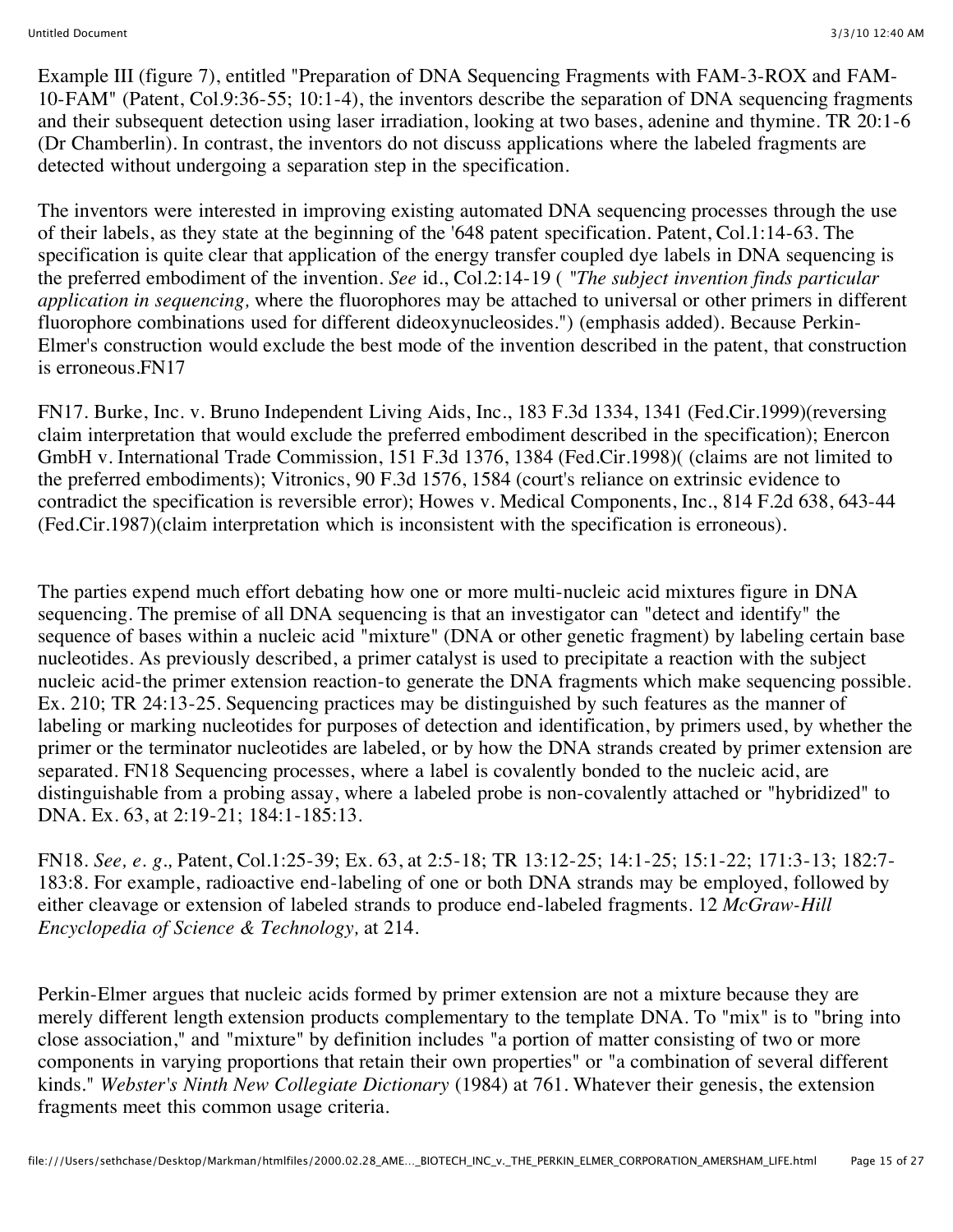Example III (figure 7), entitled "Preparation of DNA Sequencing Fragments with FAM-3-ROX and FAM-10-FAM" (Patent, Col.9:36-55; 10:1-4), the inventors describe the separation of DNA sequencing fragments and their subsequent detection using laser irradiation, looking at two bases, adenine and thymine. TR 20:1-6 (Dr Chamberlin). In contrast, the inventors do not discuss applications where the labeled fragments are detected without undergoing a separation step in the specification.

The inventors were interested in improving existing automated DNA sequencing processes through the use of their labels, as they state at the beginning of the '648 patent specification. Patent, Col.1:14-63. The specification is quite clear that application of the energy transfer coupled dye labels in DNA sequencing is the preferred embodiment of the invention. *See* id., Col.2:14-19 ( *"The subject invention finds particular application in sequencing,* where the fluorophores may be attached to universal or other primers in different fluorophore combinations used for different dideoxynucleosides.") (emphasis added). Because Perkin-Elmer's construction would exclude the best mode of the invention described in the patent, that construction is erroneous.FN17

FN17. Burke, Inc. v. Bruno Independent Living Aids, Inc., 183 F.3d 1334, 1341 (Fed.Cir.1999)(reversing claim interpretation that would exclude the preferred embodiment described in the specification); Enercon GmbH v. International Trade Commission, 151 F.3d 1376, 1384 (Fed.Cir.1998)( (claims are not limited to the preferred embodiments); Vitronics, 90 F.3d 1576, 1584 (court's reliance on extrinsic evidence to contradict the specification is reversible error); Howes v. Medical Components, Inc., 814 F.2d 638, 643-44 (Fed.Cir.1987)(claim interpretation which is inconsistent with the specification is erroneous).

The parties expend much effort debating how one or more multi-nucleic acid mixtures figure in DNA sequencing. The premise of all DNA sequencing is that an investigator can "detect and identify" the sequence of bases within a nucleic acid "mixture" (DNA or other genetic fragment) by labeling certain base nucleotides. As previously described, a primer catalyst is used to precipitate a reaction with the subject nucleic acid-the primer extension reaction-to generate the DNA fragments which make sequencing possible. Ex. 210; TR 24:13-25. Sequencing practices may be distinguished by such features as the manner of labeling or marking nucleotides for purposes of detection and identification, by primers used, by whether the primer or the terminator nucleotides are labeled, or by how the DNA strands created by primer extension are separated. FN18 Sequencing processes, where a label is covalently bonded to the nucleic acid, are distinguishable from a probing assay, where a labeled probe is non-covalently attached or "hybridized" to DNA. Ex. 63, at 2:19-21; 184:1-185:13.

FN18. *See, e. g.,* Patent, Col.1:25-39; Ex. 63, at 2:5-18; TR 13:12-25; 14:1-25; 15:1-22; 171:3-13; 182:7-183:8. For example, radioactive end-labeling of one or both DNA strands may be employed, followed by either cleavage or extension of labeled strands to produce end-labeled fragments. 12 *McGraw-Hill Encyclopedia of Science & Technology,* at 214.

Perkin-Elmer argues that nucleic acids formed by primer extension are not a mixture because they are merely different length extension products complementary to the template DNA. To "mix" is to "bring into close association," and "mixture" by definition includes "a portion of matter consisting of two or more components in varying proportions that retain their own properties" or "a combination of several different kinds." *Webster's Ninth New Collegiate Dictionary* (1984) at 761. Whatever their genesis, the extension fragments meet this common usage criteria.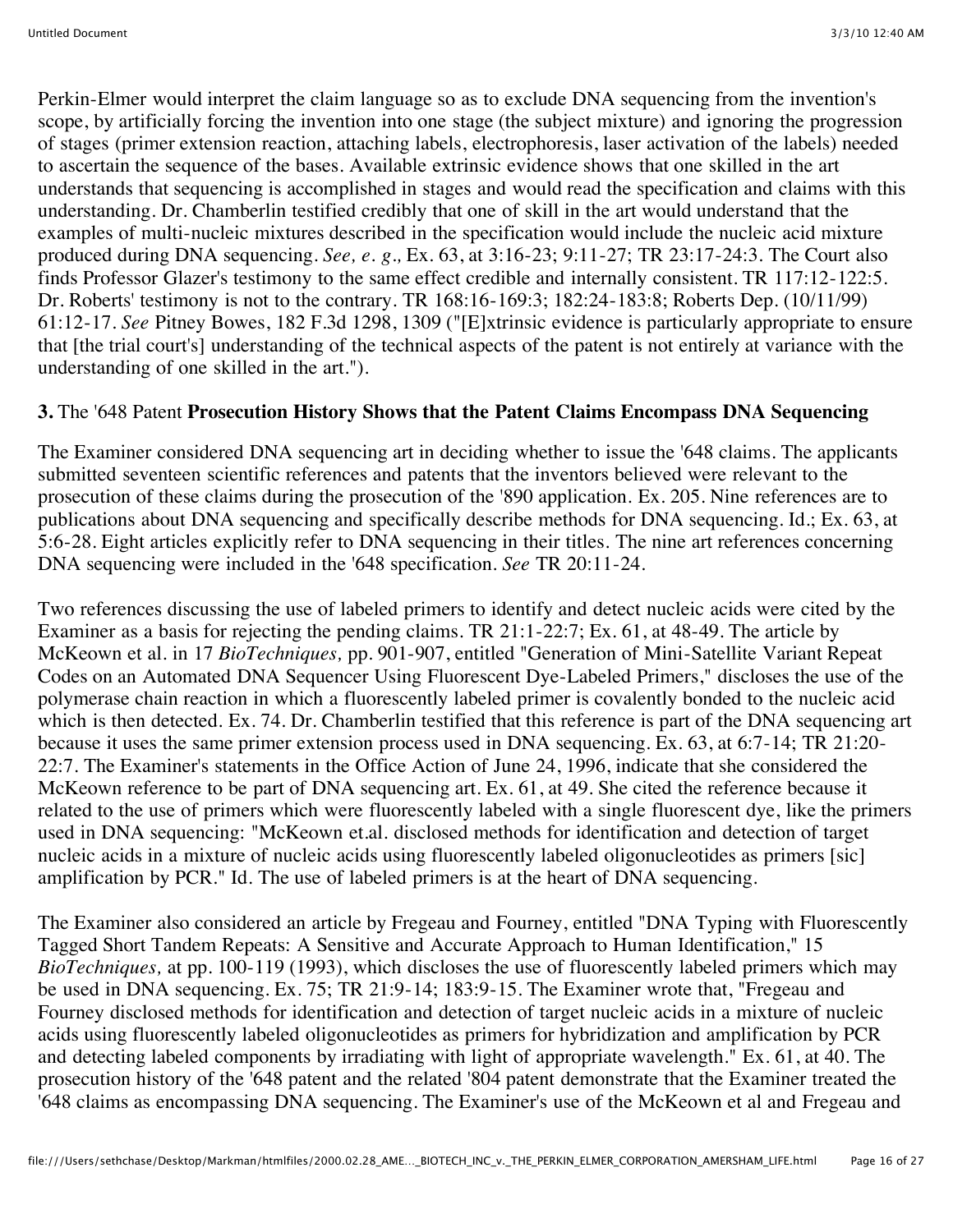Perkin-Elmer would interpret the claim language so as to exclude DNA sequencing from the invention's scope, by artificially forcing the invention into one stage (the subject mixture) and ignoring the progression of stages (primer extension reaction, attaching labels, electrophoresis, laser activation of the labels) needed to ascertain the sequence of the bases. Available extrinsic evidence shows that one skilled in the art understands that sequencing is accomplished in stages and would read the specification and claims with this understanding. Dr. Chamberlin testified credibly that one of skill in the art would understand that the examples of multi-nucleic mixtures described in the specification would include the nucleic acid mixture produced during DNA sequencing. *See, e. g.,* Ex. 63, at 3:16-23; 9:11-27; TR 23:17-24:3. The Court also finds Professor Glazer's testimony to the same effect credible and internally consistent. TR 117:12-122:5. Dr. Roberts' testimony is not to the contrary. TR 168:16-169:3; 182:24-183:8; Roberts Dep. (10/11/99) 61:12-17. *See* Pitney Bowes, 182 F.3d 1298, 1309 ("[E]xtrinsic evidence is particularly appropriate to ensure that [the trial court's] understanding of the technical aspects of the patent is not entirely at variance with the understanding of one skilled in the art.").

**3.** The '648 Patent **Prosecution History Shows that the Patent Claims Encompass DNA Sequencing**

The Examiner considered DNA sequencing art in deciding whether to issue the '648 claims. The applicants submitted seventeen scientific references and patents that the inventors believed were relevant to the prosecution of these claims during the prosecution of the '890 application. Ex. 205. Nine references are to publications about DNA sequencing and specifically describe methods for DNA sequencing. Id.; Ex. 63, at 5:6-28. Eight articles explicitly refer to DNA sequencing in their titles. The nine art references concerning DNA sequencing were included in the '648 specification. *See* TR 20:11-24.

Two references discussing the use of labeled primers to identify and detect nucleic acids were cited by the Examiner as a basis for rejecting the pending claims. TR 21:1-22:7; Ex. 61, at 48-49. The article by McKeown et al. in 17 *BioTechniques,* pp. 901-907, entitled "Generation of Mini-Satellite Variant Repeat Codes on an Automated DNA Sequencer Using Fluorescent Dye-Labeled Primers," discloses the use of the polymerase chain reaction in which a fluorescently labeled primer is covalently bonded to the nucleic acid which is then detected. Ex. 74. Dr. Chamberlin testified that this reference is part of the DNA sequencing art because it uses the same primer extension process used in DNA sequencing. Ex. 63, at 6:7-14; TR 21:20-22:7. The Examiner's statements in the Office Action of June 24, 1996, indicate that she considered the McKeown reference to be part of DNA sequencing art. Ex. 61, at 49. She cited the reference because it related to the use of primers which were fluorescently labeled with a single fluorescent dye, like the primers used in DNA sequencing: "McKeown et.al. disclosed methods for identification and detection of target nucleic acids in a mixture of nucleic acids using fluorescently labeled oligonucleotides as primers [sic] amplification by PCR." Id. The use of labeled primers is at the heart of DNA sequencing.

The Examiner also considered an article by Fregeau and Fourney, entitled "DNA Typing with Fluorescently Tagged Short Tandem Repeats: A Sensitive and Accurate Approach to Human Identification," 15 *BioTechniques,* at pp. 100-119 (1993), which discloses the use of fluorescently labeled primers which may be used in DNA sequencing. Ex. 75; TR 21:9-14; 183:9-15. The Examiner wrote that, "Fregeau and Fourney disclosed methods for identification and detection of target nucleic acids in a mixture of nucleic acids using fluorescently labeled oligonucleotides as primers for hybridization and amplification by PCR and detecting labeled components by irradiating with light of appropriate wavelength." Ex. 61, at 40. The prosecution history of the '648 patent and the related '804 patent demonstrate that the Examiner treated the '648 claims as encompassing DNA sequencing. The Examiner's use of the McKeown et al and Fregeau and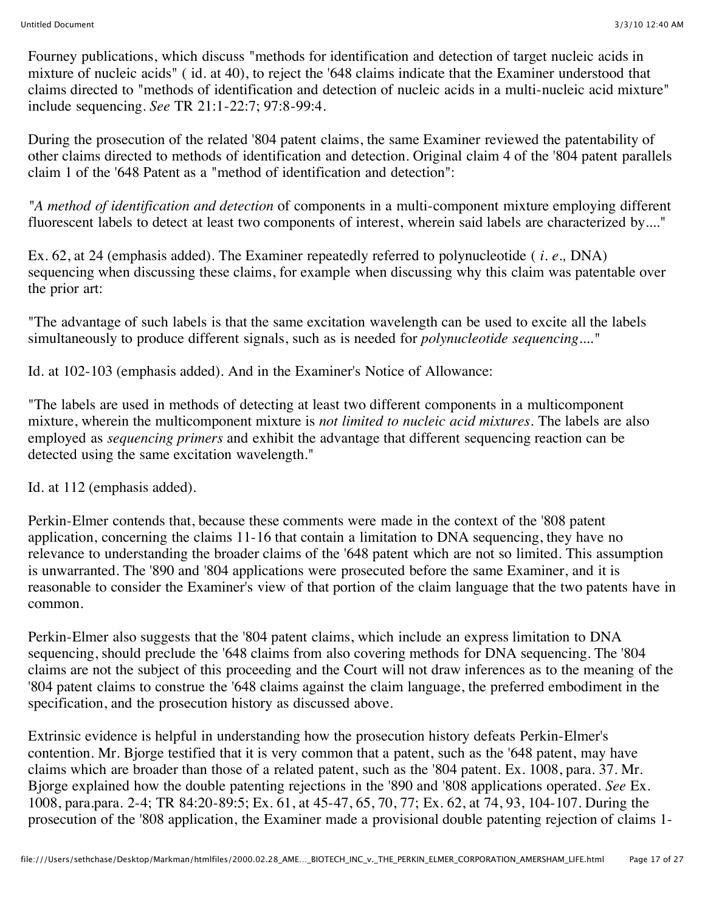Fourney publications, which discuss "methods for identification and detection of target nucleic acids in mixture of nucleic acids" ( id. at 40), to reject the '648 claims indicate that the Examiner understood that claims directed to "methods of identification and detection of nucleic acids in a multi-nucleic acid mixture" include sequencing. *See* TR 21:1-22:7; 97:8-99:4.

During the prosecution of the related '804 patent claims, the same Examiner reviewed the patentability of other claims directed to methods of identification and detection. Original claim 4 of the '804 patent parallels claim 1 of the '648 Patent as a "method of identification and detection":

"*A method of identification and detection* of components in a multi-component mixture employing different fluorescent labels to detect at least two components of interest, wherein said labels are characterized by...."

Ex. 62, at 24 (emphasis added). The Examiner repeatedly referred to polynucleotide ( *i. e.,* DNA) sequencing when discussing these claims, for example when discussing why this claim was patentable over the prior art:

"The advantage of such labels is that the same excitation wavelength can be used to excite all the labels simultaneously to produce different signals, such as is needed for *polynucleotide sequencing*...."

Id. at 102-103 (emphasis added). And in the Examiner's Notice of Allowance:

"The labels are used in methods of detecting at least two different components in a multicomponent mixture, wherein the multicomponent mixture is *not limited to nucleic acid mixtures*. The labels are also employed as *sequencing primers* and exhibit the advantage that different sequencing reaction can be detected using the same excitation wavelength."

Id. at 112 (emphasis added).

Perkin-Elmer contends that, because these comments were made in the context of the '808 patent application, concerning the claims 11-16 that contain a limitation to DNA sequencing, they have no relevance to understanding the broader claims of the '648 patent which are not so limited. This assumption is unwarranted. The '890 and '804 applications were prosecuted before the same Examiner, and it is reasonable to consider the Examiner's view of that portion of the claim language that the two patents have in common.

Perkin-Elmer also suggests that the '804 patent claims, which include an express limitation to DNA sequencing, should preclude the '648 claims from also covering methods for DNA sequencing. The '804 claims are not the subject of this proceeding and the Court will not draw inferences as to the meaning of the '804 patent claims to construe the '648 claims against the claim language, the preferred embodiment in the specification, and the prosecution history as discussed above.

Extrinsic evidence is helpful in understanding how the prosecution history defeats Perkin-Elmer's contention. Mr. Bjorge testified that it is very common that a patent, such as the '648 patent, may have claims which are broader than those of a related patent, such as the '804 patent. Ex. 1008, para. 37. Mr. Bjorge explained how the double patenting rejections in the '890 and '808 applications operated. *See* Ex. 1008, para.para. 2-4; TR 84:20-89:5; Ex. 61, at 45-47, 65, 70, 77; Ex. 62, at 74, 93, 104-107. During the prosecution of the '808 application, the Examiner made a provisional double patenting rejection of claims 1-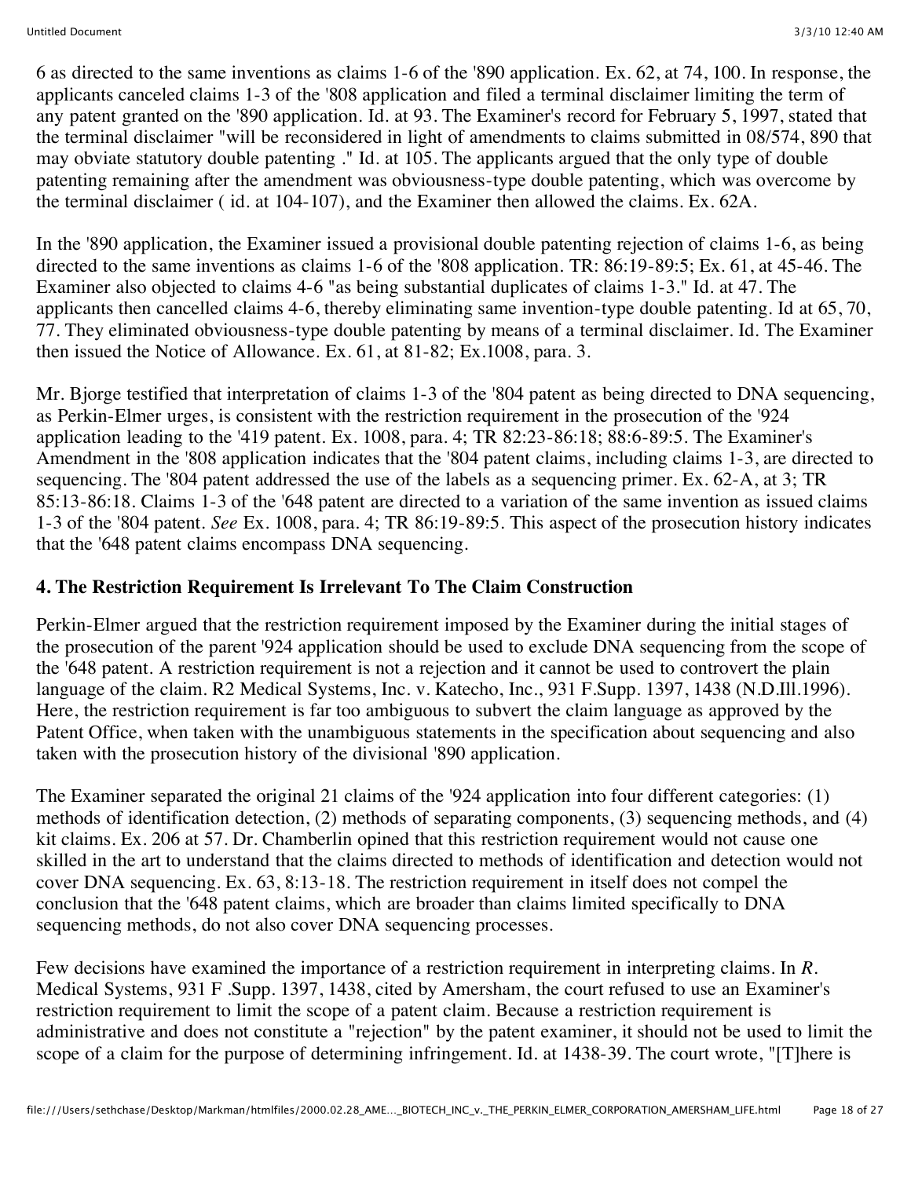6 as directed to the same inventions as claims 1-6 of the '890 application. Ex. 62, at 74, 100. In response, the applicants canceled claims 1-3 of the '808 application and filed a terminal disclaimer limiting the term of any patent granted on the '890 application. Id. at 93. The Examiner's record for February 5, 1997, stated that the terminal disclaimer "will be reconsidered in light of amendments to claims submitted in 08/574, 890 that may obviate statutory double patenting ." Id. at 105. The applicants argued that the only type of double patenting remaining after the amendment was obviousness-type double patenting, which was overcome by the terminal disclaimer ( id. at 104-107), and the Examiner then allowed the claims. Ex. 62A.

In the '890 application, the Examiner issued a provisional double patenting rejection of claims 1-6, as being directed to the same inventions as claims 1-6 of the '808 application. TR: 86:19-89:5; Ex. 61, at 45-46. The Examiner also objected to claims 4-6 "as being substantial duplicates of claims 1-3." Id. at 47. The applicants then cancelled claims 4-6, thereby eliminating same invention-type double patenting. Id at 65, 70, 77. They eliminated obviousness-type double patenting by means of a terminal disclaimer. Id. The Examiner then issued the Notice of Allowance. Ex. 61, at 81-82; Ex.1008, para. 3.

Mr. Bjorge testified that interpretation of claims 1-3 of the '804 patent as being directed to DNA sequencing, as Perkin-Elmer urges, is consistent with the restriction requirement in the prosecution of the '924 application leading to the '419 patent. Ex. 1008, para. 4; TR 82:23-86:18; 88:6-89:5. The Examiner's Amendment in the '808 application indicates that the '804 patent claims, including claims 1-3, are directed to sequencing. The '804 patent addressed the use of the labels as a sequencing primer. Ex. 62-A, at 3; TR 85:13-86:18. Claims 1-3 of the '648 patent are directed to a variation of the same invention as issued claims 1-3 of the '804 patent. *See* Ex. 1008, para. 4; TR 86:19-89:5. This aspect of the prosecution history indicates that the '648 patent claims encompass DNA sequencing.

### 4. The Restriction Requirement Is Irrelevant To The Claim Construction

Perkin-Elmer argued that the restriction requirement imposed by the Examiner during the initial stages of the prosecution of the parent '924 application should be used to exclude DNA sequencing from the scope of the '648 patent. A restriction requirement is not a rejection and it cannot be used to controvert the plain language of the claim. R2 Medical Systems, Inc. v. Katecho, Inc., 931 F.Supp. 1397, 1438 (N.D.Ill.1996). Here, the restriction requirement is far too ambiguous to subvert the claim language as approved by the Patent Office, when taken with the unambiguous statements in the specification about sequencing and also taken with the prosecution history of the divisional '890 application.

The Examiner separated the original 21 claims of the '924 application into four different categories: (1) methods of identification detection, (2) methods of separating components, (3) sequencing methods, and (4) kit claims. Ex. 206 at 57. Dr. Chamberlin opined that this restriction requirement would not cause one skilled in the art to understand that the claims directed to methods of identification and detection would not cover DNA sequencing. Ex. 63, 8:13-18. The restriction requirement in itself does not compel the conclusion that the '648 patent claims, which are broader than claims limited specifically to DNA sequencing methods, do not also cover DNA sequencing processes.

Few decisions have examined the importance of a restriction requirement in interpreting claims. In *R. Medical Systems*, 931 F .Supp. 1397, 1438, cited by Amersham, the court refused to use an Examiner's restriction requirement to limit the scope of a patent claim. Because a restriction requirement is administrative and does not constitute a "rejection" by the patent examiner, it should not be used to limit the scope of a claim for the purpose of determining infringement. Id. at 1438-39. The court wrote, "[T]here is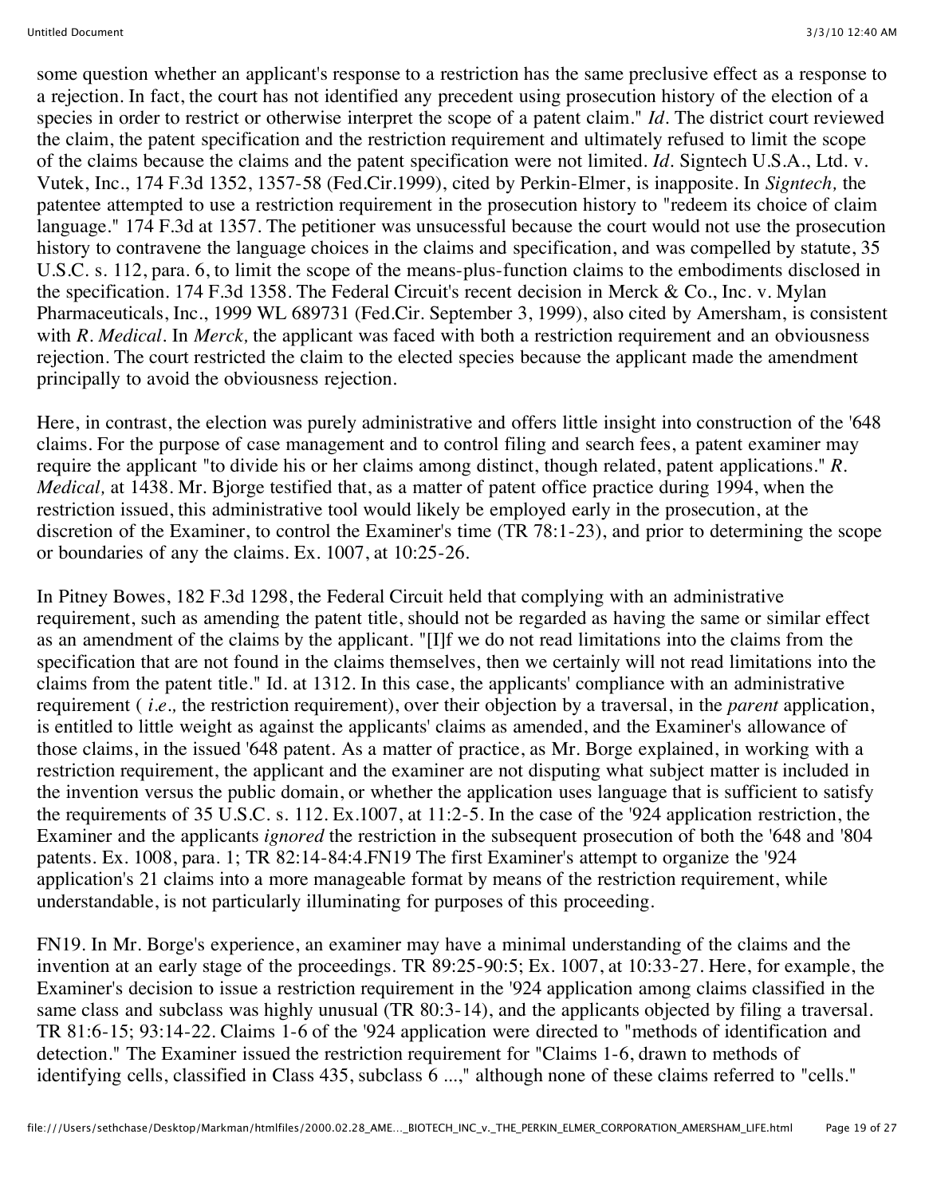some question whether an applicant's response to a restriction has the same preclusive effect as a response to a rejection. In fact, the court has not identified any precedent using prosecution history of the election of a species in order to restrict or otherwise interpret the scope of a patent claim." *Id.* The district court reviewed the claim, the patent specification and the restriction requirement and ultimately refused to limit the scope of the claims because the claims and the patent specification were not limited. *Id.* Signtech U.S.A., Ltd. v. Vutek, Inc., 174 F.3d 1352, 1357-58 (Fed.Cir.1999), cited by Perkin-Elmer, is inapposite. In *Signtech,* the patentee attempted to use a restriction requirement in the prosecution history to "redeem its choice of claim language." 174 F.3d at 1357. The petitioner was unsucessful because the court would not use the prosecution history to contravene the language choices in the claims and specification, and was compelled by statute, 35 U.S.C. s. 112, para. 6, to limit the scope of the means-plus-function claims to the embodiments disclosed in the specification. 174 F.3d 1358. The Federal Circuit's recent decision in Merck & Co., Inc. v. Mylan Pharmaceuticals, Inc., 1999 WL 689731 (Fed.Cir. September 3, 1999), also cited by Amersham, is consistent with *R. Medical.* In *Merck,* the applicant was faced with both a restriction requirement and an obviousness rejection. The court restricted the claim to the elected species because the applicant made the amendment principally to avoid the obviousness rejection.

Here, in contrast, the election was purely administrative and offers little insight into construction of the '648 claims. For the purpose of case management and to control filing and search fees, a patent examiner may require the applicant "to divide his or her claims among distinct, though related, patent applications." *R. Medical,* at 1438. Mr. Bjorge testified that, as a matter of patent office practice during 1994, when the restriction issued, this administrative tool would likely be employed early in the prosecution, at the discretion of the Examiner, to control the Examiner's time (TR 78:1-23), and prior to determining the scope or boundaries of any the claims. Ex. 1007, at 10:25-26.

In Pitney Bowes, 182 F.3d 1298, the Federal Circuit held that complying with an administrative requirement, such as amending the patent title, should not be regarded as having the same or similar effect as an amendment of the claims by the applicant. "[I]f we do not read limitations into the claims from the specification that are not found in the claims themselves, then we certainly will not read limitations into the claims from the patent title." Id. at 1312. In this case, the applicants' compliance with an administrative requirement ( *i.e.,* the restriction requirement), over their objection by a traversal, in the *parent* application, is entitled to little weight as against the applicants' claims as amended, and the Examiner's allowance of those claims, in the issued '648 patent. As a matter of practice, as Mr. Borge explained, in working with a restriction requirement, the applicant and the examiner are not disputing what subject matter is included in the invention versus the public domain, or whether the application uses language that is sufficient to satisfy the requirements of 35 U.S.C. s. 112. Ex.1007, at 11:2-5. In the case of the '924 application restriction, the Examiner and the applicants *ignored* the restriction in the subsequent prosecution of both the '648 and '804 patents. Ex. 1008, para. 1; TR 82:14-84:4.FN19 The first Examiner's attempt to organize the '924 application's 21 claims into a more manageable format by means of the restriction requirement, while understandable, is not particularly illuminating for purposes of this proceeding.

FN19. In Mr. Borge's experience, an examiner may have a minimal understanding of the claims and the invention at an early stage of the proceedings. TR 89:25-90:5; Ex. 1007, at 10:33-27. Here, for example, the Examiner's decision to issue a restriction requirement in the '924 application among claims classified in the same class and subclass was highly unusual (TR 80:3-14), and the applicants objected by filing a traversal. TR 81:6-15; 93:14-22. Claims 1-6 of the '924 application were directed to "methods of identification and detection." The Examiner issued the restriction requirement for "Claims 1-6, drawn to methods of identifying cells, classified in Class 435, subclass 6 ...," although none of these claims referred to "cells."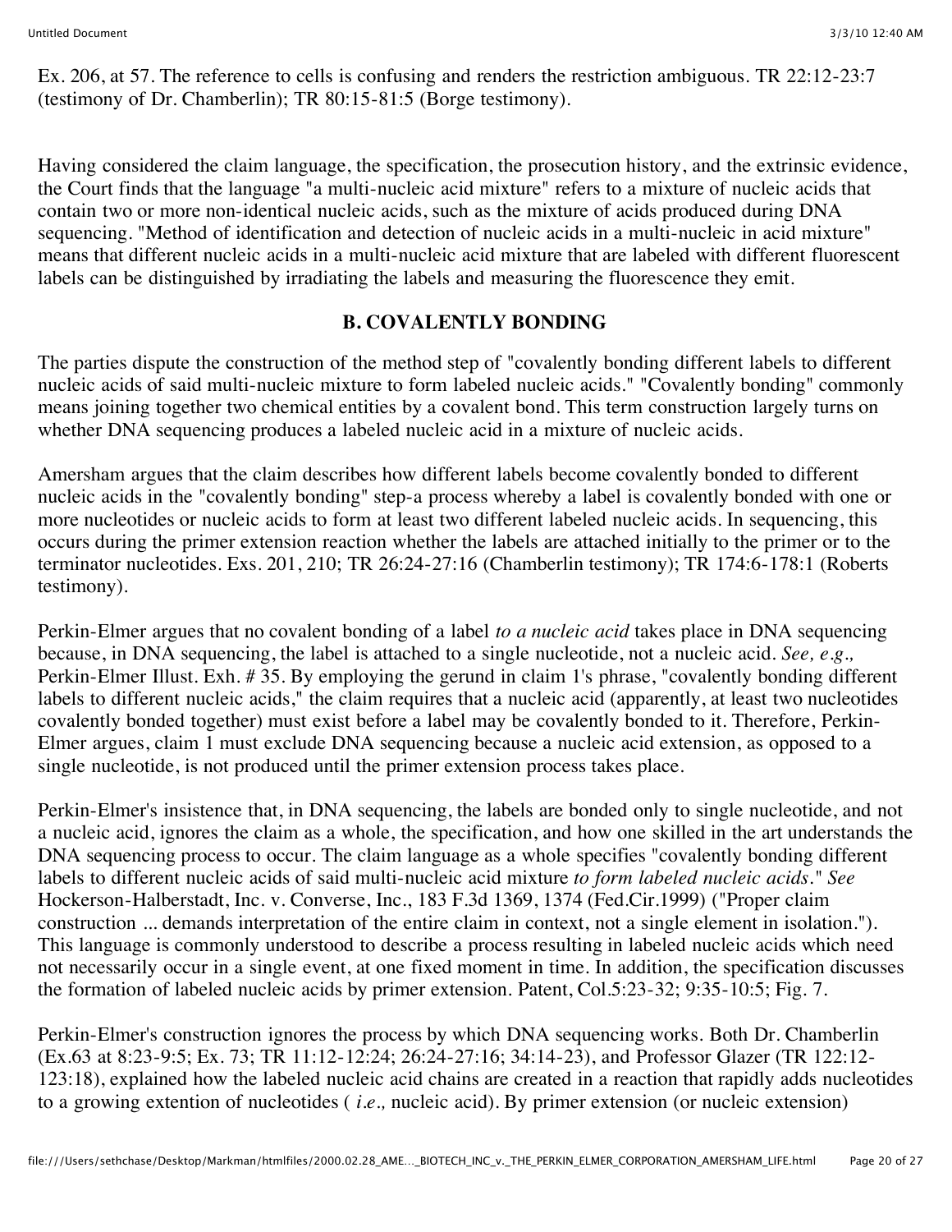Ex. 206, at 57. The reference to cells is confusing and renders the restriction ambiguous. TR 22:12-23:7 (testimony of Dr. Chamberlin); TR 80:15-81:5 (Borge testimony).

Having considered the claim language, the specification, the prosecution history, and the extrinsic evidence, the Court finds that the language "a multi-nucleic acid mixture" refers to a mixture of nucleic acids that contain two or more non-identical nucleic acids, such as the mixture of acids produced during DNA sequencing. "Method of identification and detection of nucleic acids in a multi-nucleic in acid mixture" means that different nucleic acids in a multi-nucleic acid mixture that are labeled with different fluorescent labels can be distinguished by irradiating the labels and measuring the fluorescence they emit.

## B. COVALENTLY BONDING

The parties dispute the construction of the method step of "covalently bonding different labels to different nucleic acids of said multi-nucleic mixture to form labeled nucleic acids." "Covalently bonding" commonly means joining together two chemical entities by a covalent bond. This term construction largely turns on whether DNA sequencing produces a labeled nucleic acid in a mixture of nucleic acids.

Amersham argues that the claim describes how different labels become covalently bonded to different nucleic acids in the "covalently bonding" step-a process whereby a label is covalently bonded with one or more nucleotides or nucleic acids to form at least two different labeled nucleic acids. In sequencing, this occurs during the primer extension reaction whether the labels are attached initially to the primer or to the terminator nucleotides. Exs. 201, 210; TR 26:24-27:16 (Chamberlin testimony); TR 174:6-178:1 (Roberts testimony).

Perkin-Elmer argues that no covalent bonding of a label *to a nucleic acid* takes place in DNA sequencing because, in DNA sequencing, the label is attached to a single nucleotide, not a nucleic acid. *See, e.g.,* Perkin-Elmer Illust. Exh. # 35. By employing the gerund in claim 1's phrase, "covalently bonding different labels to different nucleic acids," the claim requires that a nucleic acid (apparently, at least two nucleotides covalently bonded together) must exist before a label may be covalently bonded to it. Therefore, Perkin-Elmer argues, claim 1 must exclude DNA sequencing because a nucleic acid extension, as opposed to a single nucleotide, is not produced until the primer extension process takes place.

Perkin-Elmer's insistence that, in DNA sequencing, the labels are bonded only to single nucleotide, and not a nucleic acid, ignores the claim as a whole, the specification, and how one skilled in the art understands the DNA sequencing process to occur. The claim language as a whole specifies "covalently bonding different labels to different nucleic acids of said multi-nucleic acid mixture *to form labeled nucleic acids.*" *See* Hockerson-Halberstadt, Inc. v. Converse, Inc., 183 F.3d 1369, 1374 (Fed.Cir.1999) ("Proper claim construction ... demands interpretation of the entire claim in context, not a single element in isolation."). This language is commonly understood to describe a process resulting in labeled nucleic acids which need not necessarily occur in a single event, at one fixed moment in time. In addition, the specification discusses the formation of labeled nucleic acids by primer extension. Patent, Col.5:23-32; 9:35-10:5; Fig. 7.

Perkin-Elmer's construction ignores the process by which DNA sequencing works. Both Dr. Chamberlin (Ex.63 at 8:23-9:5; Ex. 73; TR 11:12-12:24; 26:24-27:16; 34:14-23), and Professor Glazer (TR 122:12-123:18), explained how the labeled nucleic acid chains are created in a reaction that rapidly adds nucleotides to a growing extention of nucleotides ( *i.e.,* nucleic acid). By primer extension (or nucleic extension)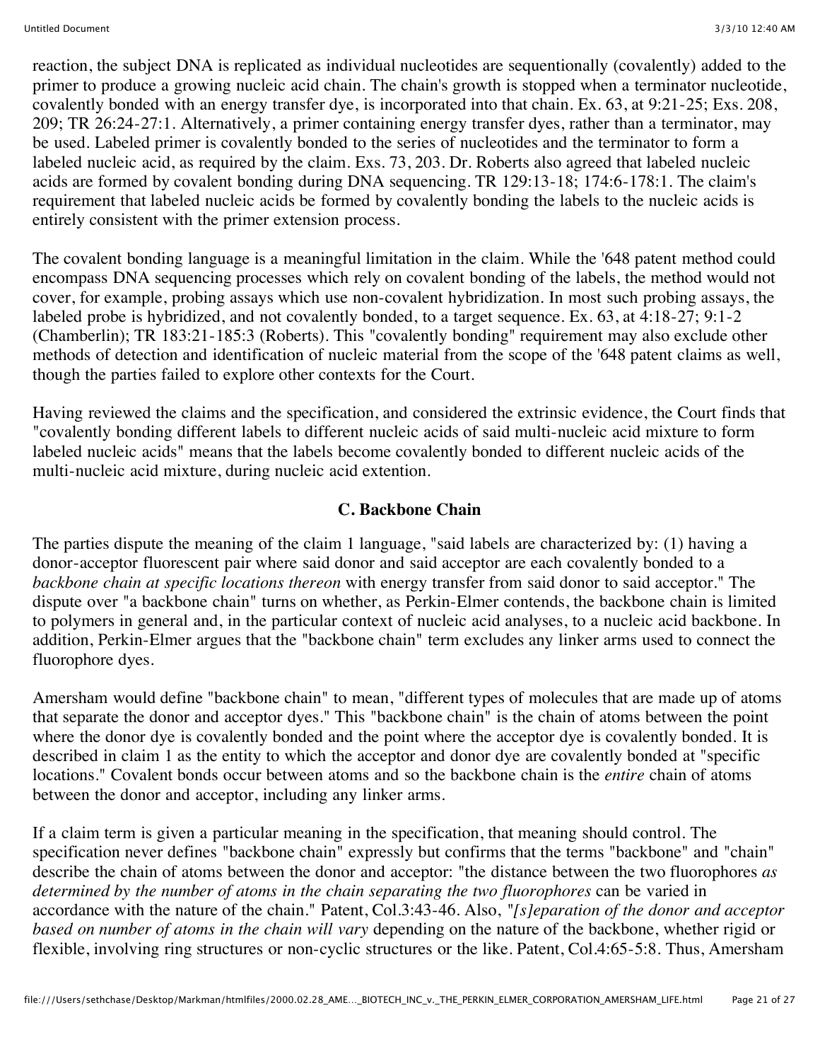reaction, the subject DNA is replicated as individual nucleotides are sequentionally (covalently) added to the primer to produce a growing nucleic acid chain. The chain's growth is stopped when a terminator nucleotide, covalently bonded with an energy transfer dye, is incorporated into that chain. Ex. 63, at 9:21-25; Exs. 208, 209; TR 26:24-27:1. Alternatively, a primer containing energy transfer dyes, rather than a terminator, may be used. Labeled primer is covalently bonded to the series of nucleotides and the terminator to form a labeled nucleic acid, as required by the claim. Exs. 73, 203. Dr. Roberts also agreed that labeled nucleic acids are formed by covalent bonding during DNA sequencing. TR 129:13-18; 174:6-178:1. The claim's requirement that labeled nucleic acids be formed by covalently bonding the labels to the nucleic acids is entirely consistent with the primer extension process.

The covalent bonding language is a meaningful limitation in the claim. While the '648 patent method could encompass DNA sequencing processes which rely on covalent bonding of the labels, the method would not cover, for example, probing assays which use non-covalent hybridization. In most such probing assays, the labeled probe is hybridized, and not covalently bonded, to a target sequence. Ex. 63, at 4:18-27; 9:1-2 (Chamberlin); TR 183:21-185:3 (Roberts). This "covalently bonding" requirement may also exclude other methods of detection and identification of nucleic material from the scope of the '648 patent claims as well, though the parties failed to explore other contexts for the Court.

Having reviewed the claims and the specification, and considered the extrinsic evidence, the Court finds that "covalently bonding different labels to different nucleic acids of said multi-nucleic acid mixture to form labeled nucleic acids" means that the labels become covalently bonded to different nucleic acids of the multi-nucleic acid mixture, during nucleic acid extention.

### C. Backbone Chain

The parties dispute the meaning of the claim 1 language, "said labels are characterized by: (1) having a donor-acceptor fluorescent pair where said donor and said acceptor are each covalently bonded to a *backbone chain at specific locations thereon* with energy transfer from said donor to said acceptor." The dispute over "a backbone chain" turns on whether, as Perkin-Elmer contends, the backbone chain is limited to polymers in general and, in the particular context of nucleic acid analyses, to a nucleic acid backbone. In addition, Perkin-Elmer argues that the "backbone chain" term excludes any linker arms used to connect the fluorophore dyes.

Amersham would define "backbone chain" to mean, "different types of molecules that are made up of atoms that separate the donor and acceptor dyes." This "backbone chain" is the chain of atoms between the point where the donor dye is covalently bonded and the point where the acceptor dye is covalently bonded. It is described in claim 1 as the entity to which the acceptor and donor dye are covalently bonded at "specific locations." Covalent bonds occur between atoms and so the backbone chain is the *entire* chain of atoms between the donor and acceptor, including any linker arms.

If a claim term is given a particular meaning in the specification, that meaning should control. The specification never defines "backbone chain" expressly but confirms that the terms "backbone" and "chain" describe the chain of atoms between the donor and acceptor: "the distance between the two fluorophores *as determined by the number of atoms in the chain separating the two fluorophores* can be varied in accordance with the nature of the chain." Patent, Col.3:43-46. Also, "*[s]eparation of the donor and acceptor based on number of atoms in the chain will vary* depending on the nature of the backbone, whether rigid or flexible, involving ring structures or non-cyclic structures or the like. Patent, Col.4:65-5:8. Thus, Amersham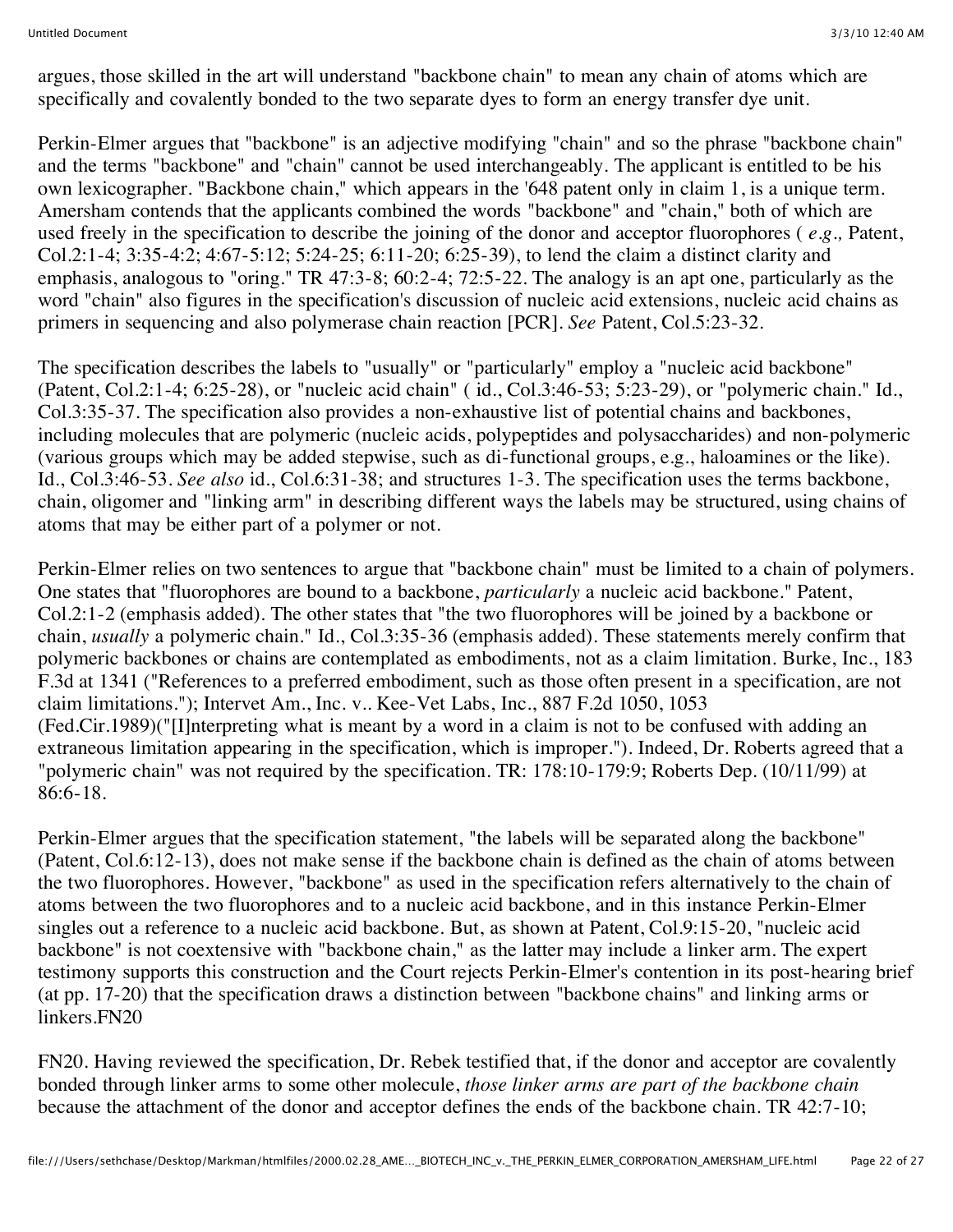argues, those skilled in the art will understand "backbone chain" to mean any chain of atoms which are specifically and covalently bonded to the two separate dyes to form an energy transfer dye unit.

Perkin-Elmer argues that "backbone" is an adjective modifying "chain" and so the phrase "backbone chain" and the terms "backbone" and "chain" cannot be used interchangeably. The applicant is entitled to be his own lexicographer. "Backbone chain," which appears in the '648 patent only in claim 1, is a unique term. Amersham contends that the applicants combined the words "backbone" and "chain," both of which are used freely in the specification to describe the joining of the donor and acceptor fluorophores ( *e.g.,* Patent, Col.2:1-4; 3:35-4:2; 4:67-5:12; 5:24-25; 6:11-20; 6:25-39), to lend the claim a distinct clarity and emphasis, analogous to "oring." TR 47:3-8; 60:2-4; 72:5-22. The analogy is an apt one, particularly as the word "chain" also figures in the specification's discussion of nucleic acid extensions, nucleic acid chains as primers in sequencing and also polymerase chain reaction [PCR]. *See* Patent, Col.5:23-32.

The specification describes the labels to "usually" or "particularly" employ a "nucleic acid backbone" (Patent, Col.2:1-4; 6:25-28), or "nucleic acid chain" ( id., Col.3:46-53; 5:23-29), or "polymeric chain." Id., Col.3:35-37. The specification also provides a non-exhaustive list of potential chains and backbones, including molecules that are polymeric (nucleic acids, polypeptides and polysaccharides) and non-polymeric (various groups which may be added stepwise, such as di-functional groups, e.g., haloamines or the like). Id., Col.3:46-53. *See also* id., Col.6:31-38; and structures 1-3. The specification uses the terms backbone, chain, oligomer and "linking arm" in describing different ways the labels may be structured, using chains of atoms that may be either part of a polymer or not.

Perkin-Elmer relies on two sentences to argue that "backbone chain" must be limited to a chain of polymers. One states that "fluorophores are bound to a backbone, *particularly* a nucleic acid backbone." Patent, Col.2:1-2 (emphasis added). The other states that "the two fluorophores will be joined by a backbone or chain, *usually* a polymeric chain." Id., Col.3:35-36 (emphasis added). These statements merely confirm that polymeric backbones or chains are contemplated as embodiments, not as a claim limitation. Burke, Inc., 183 F.3d at 1341 ("References to a preferred embodiment, such as those often present in a specification, are not claim limitations."); Intervet Am., Inc. v.. Kee-Vet Labs, Inc., 887 F.2d 1050, 1053 (Fed.Cir.1989)("[I]nterpreting what is meant by a word in a claim is not to be confused with adding an extraneous limitation appearing in the specification, which is improper."). Indeed, Dr. Roberts agreed that a "polymeric chain" was not required by the specification. TR: 178:10-179:9; Roberts Dep. (10/11/99) at 86:6-18.

Perkin-Elmer argues that the specification statement, "the labels will be separated along the backbone" (Patent, Col.6:12-13), does not make sense if the backbone chain is defined as the chain of atoms between the two fluorophores. However, "backbone" as used in the specification refers alternatively to the chain of atoms between the two fluorophores and to a nucleic acid backbone, and in this instance Perkin-Elmer singles out a reference to a nucleic acid backbone. But, as shown at Patent, Col.9:15-20, "nucleic acid backbone" is not coextensive with "backbone chain," as the latter may include a linker arm. The expert testimony supports this construction and the Court rejects Perkin-Elmer's contention in its post-hearing brief (at pp. 17-20) that the specification draws a distinction between "backbone chains" and linking arms or linkers.FN20

FN20. Having reviewed the specification, Dr. Rebek testified that, if the donor and acceptor are covalently bonded through linker arms to some other molecule, *those linker arms are part of the backbone chain* because the attachment of the donor and acceptor defines the ends of the backbone chain. TR 42:7-10;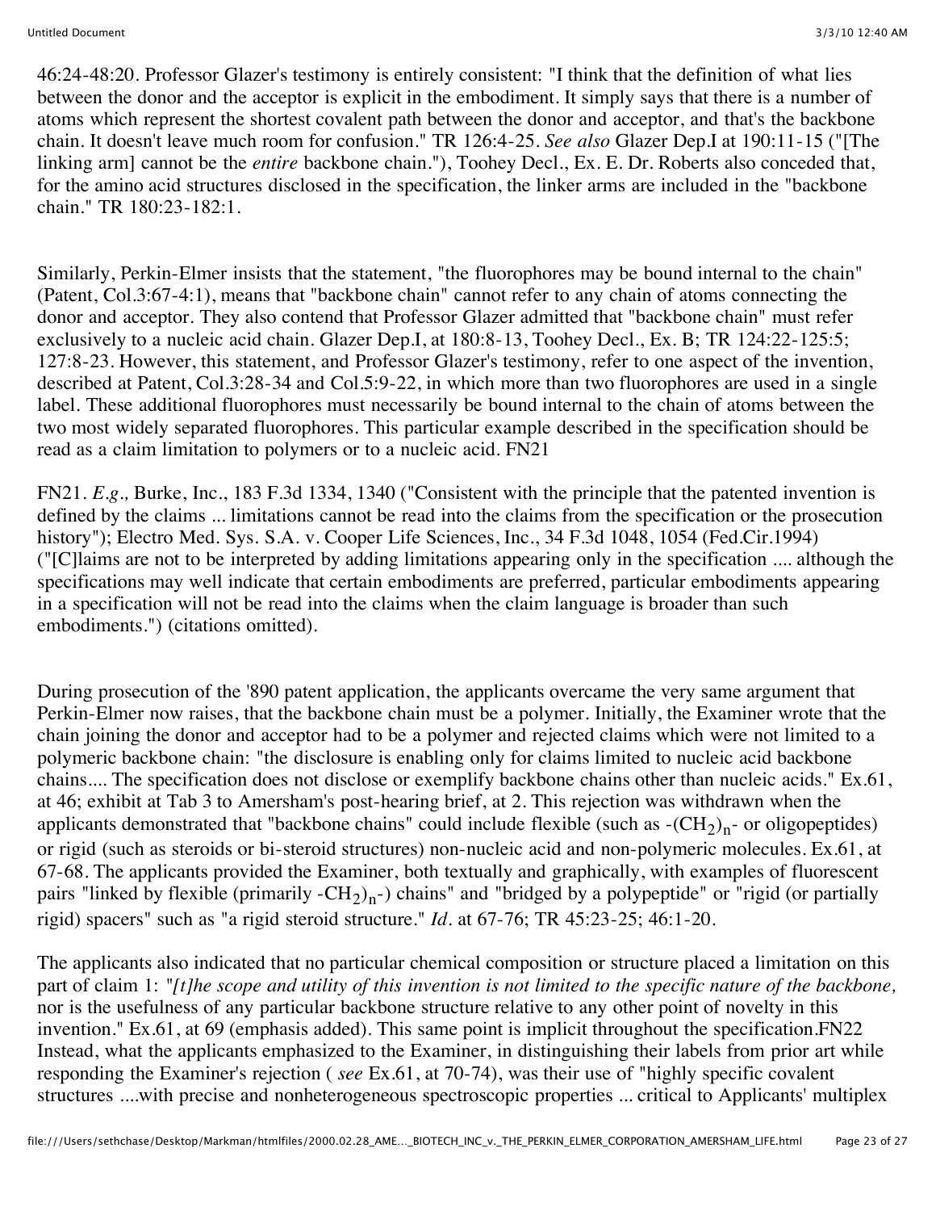46:24-48:20. Professor Glazer's testimony is entirely consistent: "I think that the definition of what lies between the donor and the acceptor is explicit in the embodiment. It simply says that there is a number of atoms which represent the shortest covalent path between the donor and acceptor, and that's the backbone chain. It doesn't leave much room for confusion." TR 126:4-25. *See also* Glazer Dep.I at 190:11-15 ("[The linking arm] cannot be the *entire* backbone chain."), Toohey Decl., Ex. E. Dr. Roberts also conceded that, for the amino acid structures disclosed in the specification, the linker arms are included in the "backbone chain." TR 180:23-182:1.

Similarly, Perkin-Elmer insists that the statement, "the fluorophores may be bound internal to the chain" (Patent, Col.3:67-4:1), means that "backbone chain" cannot refer to any chain of atoms connecting the donor and acceptor. They also contend that Professor Glazer admitted that "backbone chain" must refer exclusively to a nucleic acid chain. Glazer Dep.I, at 180:8-13, Toohey Decl., Ex. B; TR 124:22-125:5; 127:8-23. However, this statement, and Professor Glazer's testimony, refer to one aspect of the invention, described at Patent, Col.3:28-34 and Col.5:9-22, in which more than two fluorophores are used in a single label. These additional fluorophores must necessarily be bound internal to the chain of atoms between the two most widely separated fluorophores. This particular example described in the specification should be read as a claim limitation to polymers or to a nucleic acid. FN21

FN21. *E.g.,* Burke, Inc., 183 F.3d 1334, 1340 ("Consistent with the principle that the patented invention is defined by the claims ... limitations cannot be read into the claims from the specification or the prosecution history"); Electro Med. Sys. S.A. v. Cooper Life Sciences, Inc., 34 F.3d 1048, 1054 (Fed.Cir.1994) ("[C]laims are not to be interpreted by adding limitations appearing only in the specification .... although the specifications may well indicate that certain embodiments are preferred, particular embodiments appearing in a specification will not be read into the claims when the claim language is broader than such embodiments.") (citations omitted).

During prosecution of the '890 patent application, the applicants overcame the very same argument that Perkin-Elmer now raises, that the backbone chain must be a polymer. Initially, the Examiner wrote that the chain joining the donor and acceptor had to be a polymer and rejected claims which were not limited to a polymeric backbone chain: "the disclosure is enabling only for claims limited to nucleic acid backbone chains.... The specification does not disclose or exemplify backbone chains other than nucleic acids." Ex.61, at 46; exhibit at Tab 3 to Amersham's post-hearing brief, at 2. This rejection was withdrawn when the applicants demonstrated that "backbone chains" could include flexible (such as $-(CH_2)_n-$ or oligopeptides) or rigid (such as steroids or bi-steroid structures) non-nucleic acid and non-polymeric molecules. Ex.61, at 67-68. The applicants provided the Examiner, both textually and graphically, with examples of fluorescent pairs "linked by flexible (primarily $-CH_2)_n-$) chains" and "bridged by a polypeptide" or "rigid (or partially rigid) spacers" such as "a rigid steroid structure." *Id.* at 67-76; TR 45:23-25; 46:1-20.

The applicants also indicated that no particular chemical composition or structure placed a limitation on this part of claim 1: *"[t]he scope and utility of this invention is not limited to the specific nature of the backbone,* nor is the usefulness of any particular backbone structure relative to any other point of novelty in this invention." Ex.61, at 69 (emphasis added). This same point is implicit throughout the specification.FN22 Instead, what the applicants emphasized to the Examiner, in distinguishing their labels from prior art while responding the Examiner's rejection ( *see* Ex.61, at 70-74), was their use of "highly specific covalent structures ....with precise and nonheterogeneous spectroscopic properties ... critical to Applicants' multiplex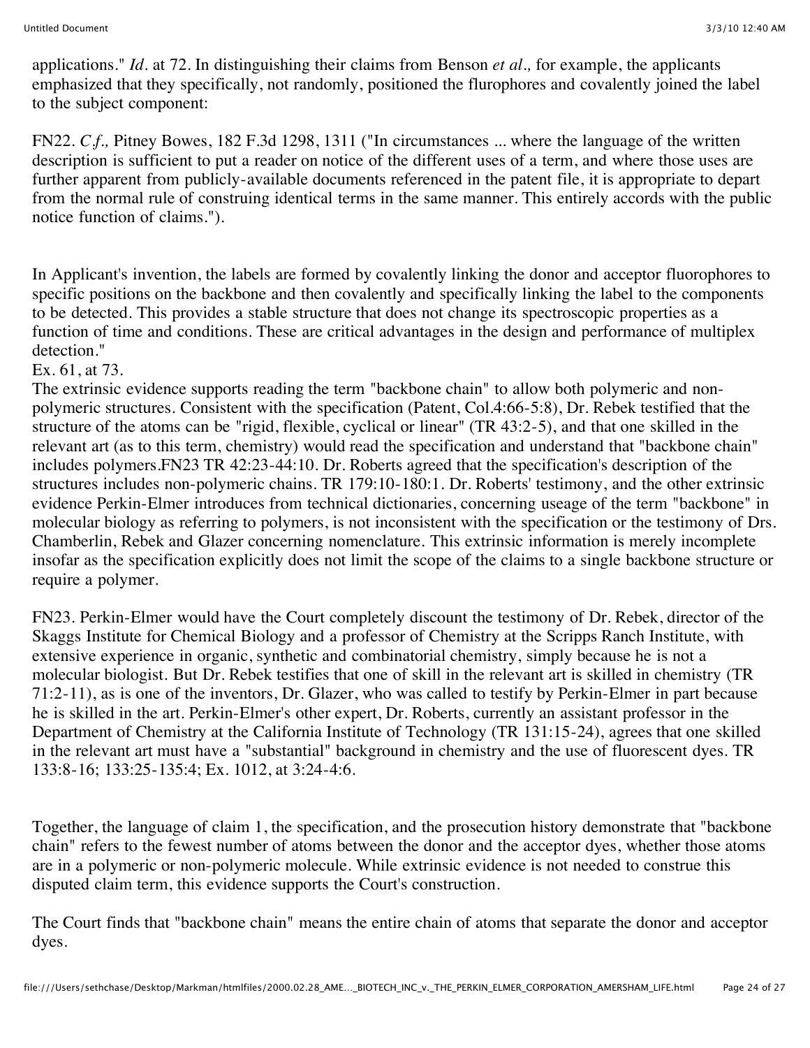applications." *Id*. at 72. In distinguishing their claims from Benson *et al.,* for example, the applicants emphasized that they specifically, not randomly, positioned the flurophores and covalently joined the label to the subject component:

FN22. *C.f.,* Pitney Bowes, 182 F.3d 1298, 1311 ("In circumstances ... where the language of the written description is sufficient to put a reader on notice of the different uses of a term, and where those uses are further apparent from publicly-available documents referenced in the patent file, it is appropriate to depart from the normal rule of construing identical terms in the same manner. This entirely accords with the public notice function of claims.").

In Applicant's invention, the labels are formed by covalently linking the donor and acceptor fluorophores to specific positions on the backbone and then covalently and specifically linking the label to the components to be detected. This provides a stable structure that does not change its spectroscopic properties as a function of time and conditions. These are critical advantages in the design and performance of multiplex detection."

Ex. 61, at 73.

The extrinsic evidence supports reading the term "backbone chain" to allow both polymeric and non-polymeric structures. Consistent with the specification (Patent, Col.4:66-5:8), Dr. Rebek testified that the structure of the atoms can be "rigid, flexible, cyclical or linear" (TR 43:2-5), and that one skilled in the relevant art (as to this term, chemistry) would read the specification and understand that "backbone chain" includes polymers.FN23 TR 42:23-44:10. Dr. Roberts agreed that the specification's description of the structures includes non-polymeric chains. TR 179:10-180:1. Dr. Roberts' testimony, and the other extrinsic evidence Perkin-Elmer introduces from technical dictionaries, concerning useage of the term "backbone" in molecular biology as referring to polymers, is not inconsistent with the specification or the testimony of Drs. Chamberlin, Rebek and Glazer concerning nomenclature. This extrinsic information is merely incomplete insofar as the specification explicitly does not limit the scope of the claims to a single backbone structure or require a polymer.

FN23. Perkin-Elmer would have the Court completely discount the testimony of Dr. Rebek, director of the Skaggs Institute for Chemical Biology and a professor of Chemistry at the Scripps Ranch Institute, with extensive experience in organic, synthetic and combinatorial chemistry, simply because he is not a molecular biologist. But Dr. Rebek testifies that one of skill in the relevant art is skilled in chemistry (TR 71:2-11), as is one of the inventors, Dr. Glazer, who was called to testify by Perkin-Elmer in part because he is skilled in the art. Perkin-Elmer's other expert, Dr. Roberts, currently an assistant professor in the Department of Chemistry at the California Institute of Technology (TR 131:15-24), agrees that one skilled in the relevant art must have a "substantial" background in chemistry and the use of fluorescent dyes. TR 133:8-16; 133:25-135:4; Ex. 1012, at 3:24-4:6.

Together, the language of claim 1, the specification, and the prosecution history demonstrate that "backbone chain" refers to the fewest number of atoms between the donor and the acceptor dyes, whether those atoms are in a polymeric or non-polymeric molecule. While extrinsic evidence is not needed to construe this disputed claim term, this evidence supports the Court's construction.

The Court finds that "backbone chain" means the entire chain of atoms that separate the donor and acceptor dyes.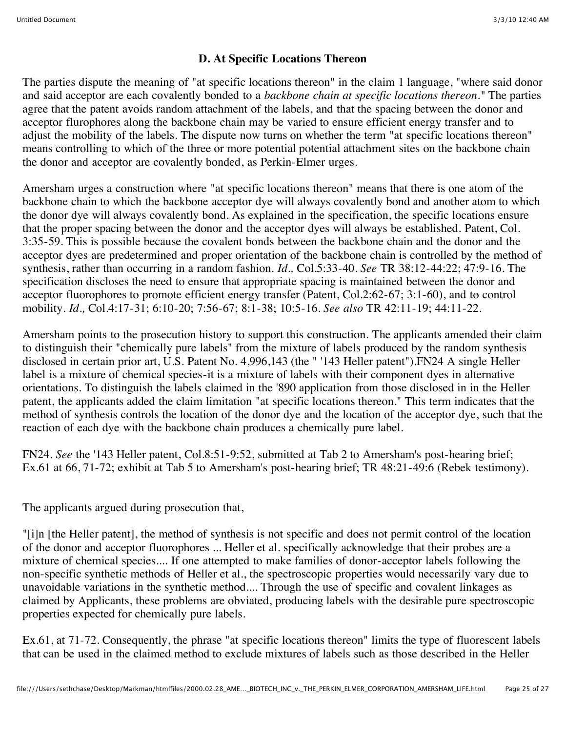### D. At Specific Locations Thereon

The parties dispute the meaning of "at specific locations thereon" in the claim 1 language, "where said donor and said acceptor are each covalently bonded to a *backbone chain at specific locations thereon*." The parties agree that the patent avoids random attachment of the labels, and that the spacing between the donor and acceptor flurophores along the backbone chain may be varied to ensure efficient energy transfer and to adjust the mobility of the labels. The dispute now turns on whether the term "at specific locations thereon" means controlling to which of the three or more potential potential attachment sites on the backbone chain the donor and acceptor are covalently bonded, as Perkin-Elmer urges.

Amersham urges a construction where "at specific locations thereon" means that there is one atom of the backbone chain to which the backbone acceptor dye will always covalently bond and another atom to which the donor dye will always covalently bond. As explained in the specification, the specific locations ensure that the proper spacing between the donor and the acceptor dyes will always be established. Patent, Col. 3:35-59. This is possible because the covalent bonds between the backbone chain and the donor and the acceptor dyes are predetermined and proper orientation of the backbone chain is controlled by the method of synthesis, rather than occurring in a random fashion. *Id.,* Col.5:33-40. *See* TR 38:12-44:22; 47:9-16. The specification discloses the need to ensure that appropriate spacing is maintained between the donor and acceptor fluorophores to promote efficient energy transfer (Patent, Col.2:62-67; 3:1-60), and to control mobility. *Id.,* Col.4:17-31; 6:10-20; 7:56-67; 8:1-38; 10:5-16. *See also* TR 42:11-19; 44:11-22.

Amersham points to the prosecution history to support this construction. The applicants amended their claim to distinguish their "chemically pure labels" from the mixture of labels produced by the random synthesis disclosed in certain prior art, U.S. Patent No. 4,996,143 (the " '143 Heller patent").FN24 A single Heller label is a mixture of chemical species-it is a mixture of labels with their component dyes in alternative orientations. To distinguish the labels claimed in the '890 application from those disclosed in in the Heller patent, the applicants added the claim limitation "at specific locations thereon." This term indicates that the method of synthesis controls the location of the donor dye and the location of the acceptor dye, such that the reaction of each dye with the backbone chain produces a chemically pure label.

FN24. *See* the '143 Heller patent, Col.8:51-9:52, submitted at Tab 2 to Amersham's post-hearing brief; Ex.61 at 66, 71-72; exhibit at Tab 5 to Amersham's post-hearing brief; TR 48:21-49:6 (Rebek testimony).

The applicants argued during prosecution that,

"[i]n [the Heller patent], the method of synthesis is not specific and does not permit control of the location of the donor and acceptor fluorophores ... Heller et al. specifically acknowledge that their probes are a mixture of chemical species.... If one attempted to make families of donor-acceptor labels following the non-specific synthetic methods of Heller et al., the spectroscopic properties would necessarily vary due to unavoidable variations in the synthetic method.... Through the use of specific and covalent linkages as claimed by Applicants, these problems are obviated, producing labels with the desirable pure spectroscopic properties expected for chemically pure labels.

Ex.61, at 71-72. Consequently, the phrase "at specific locations thereon" limits the type of fluorescent labels that can be used in the claimed method to exclude mixtures of labels such as those described in the Heller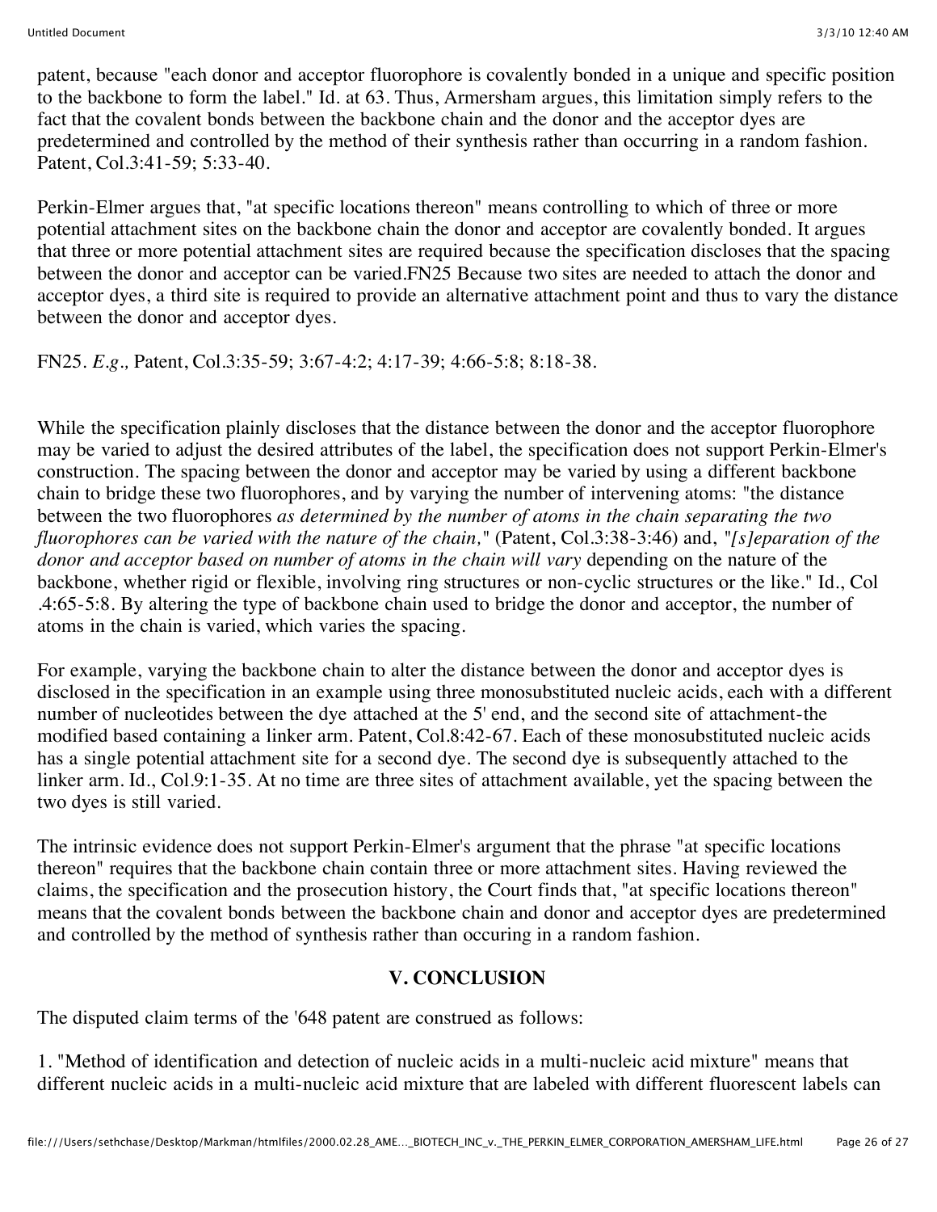patent, because "each donor and acceptor fluorophore is covalently bonded in a unique and specific position to the backbone to form the label." Id. at 63. Thus, Armersham argues, this limitation simply refers to the fact that the covalent bonds between the backbone chain and the donor and the acceptor dyes are predetermined and controlled by the method of their synthesis rather than occurring in a random fashion. Patent, Col.3:41-59; 5:33-40.

Perkin-Elmer argues that, "at specific locations thereon" means controlling to which of three or more potential attachment sites on the backbone chain the donor and acceptor are covalently bonded. It argues that three or more potential attachment sites are required because the specification discloses that the spacing between the donor and acceptor can be varied.FN25 Because two sites are needed to attach the donor and acceptor dyes, a third site is required to provide an alternative attachment point and thus to vary the distance between the donor and acceptor dyes.

FN25. *E.g.,* Patent, Col.3:35-59; 3:67-4:2; 4:17-39; 4:66-5:8; 8:18-38.

While the specification plainly discloses that the distance between the donor and the acceptor fluorophore may be varied to adjust the desired attributes of the label, the specification does not support Perkin-Elmer's construction. The spacing between the donor and acceptor may be varied by using a different backbone chain to bridge these two fluorophores, and by varying the number of intervening atoms: "the distance between the two fluorophores *as determined by the number of atoms in the chain separating the two fluorophores can be varied with the nature of the chain,*" (Patent, Col.3:38-3:46) and, "*[s]eparation of the donor and acceptor based on number of atoms in the chain will vary* depending on the nature of the backbone, whether rigid or flexible, involving ring structures or non-cyclic structures or the like." Id., Col .4:65-5:8. By altering the type of backbone chain used to bridge the donor and acceptor, the number of atoms in the chain is varied, which varies the spacing.

For example, varying the backbone chain to alter the distance between the donor and acceptor dyes is disclosed in the specification in an example using three monosubstituted nucleic acids, each with a different number of nucleotides between the dye attached at the 5' end, and the second site of attachment-the modified based containing a linker arm. Patent, Col.8:42-67. Each of these monosubstituted nucleic acids has a single potential attachment site for a second dye. The second dye is subsequently attached to the linker arm. Id., Col.9:1-35. At no time are three sites of attachment available, yet the spacing between the two dyes is still varied.

The intrinsic evidence does not support Perkin-Elmer's argument that the phrase "at specific locations thereon" requires that the backbone chain contain three or more attachment sites. Having reviewed the claims, the specification and the prosecution history, the Court finds that, "at specific locations thereon" means that the covalent bonds between the backbone chain and donor and acceptor dyes are predetermined and controlled by the method of synthesis rather than occuring in a random fashion.

## V. CONCLUSION

The disputed claim terms of the '648 patent are construed as follows:

1. "Method of identification and detection of nucleic acids in a multi-nucleic acid mixture" means that different nucleic acids in a multi-nucleic acid mixture that are labeled with different fluorescent labels can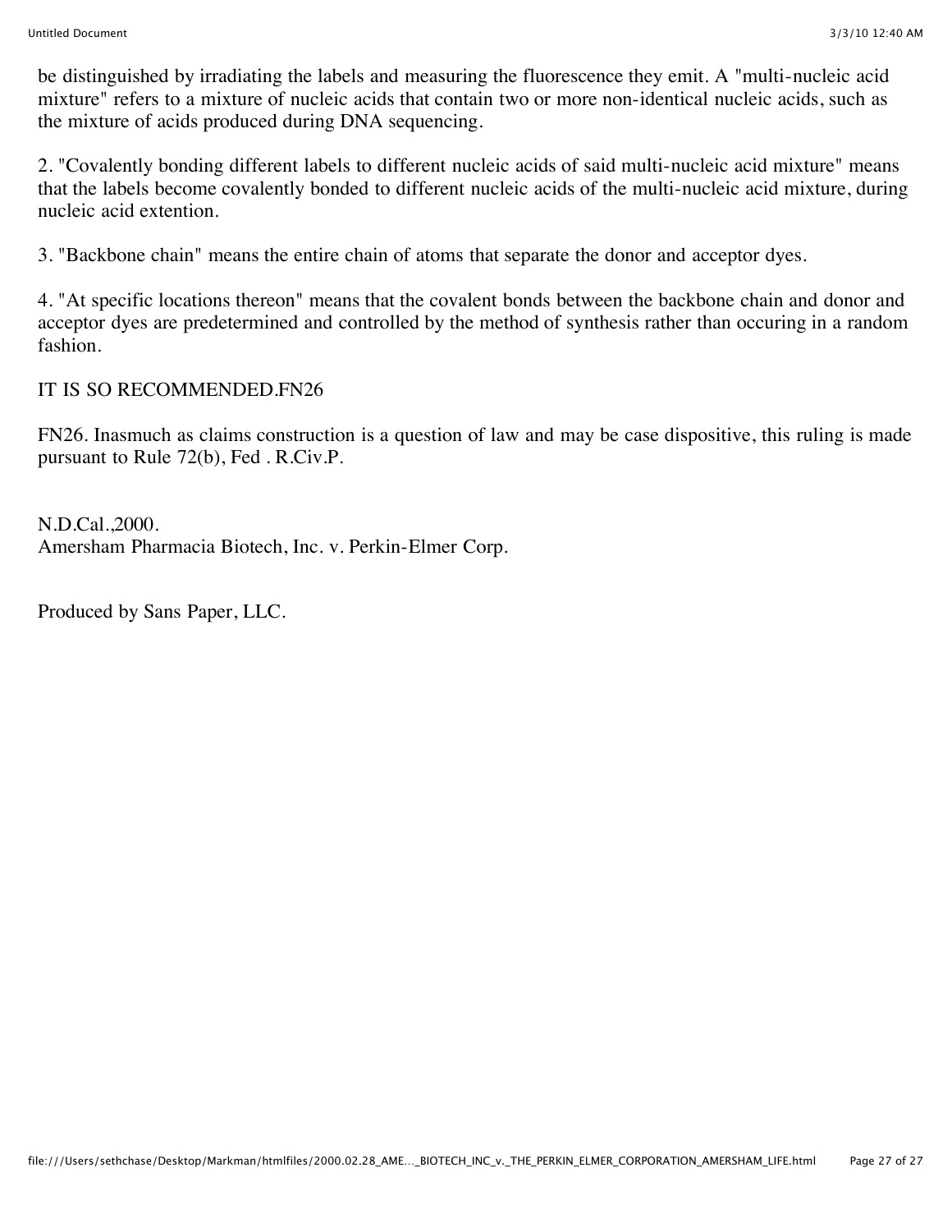be distinguished by irradiating the labels and measuring the fluorescence they emit. A "multi-nucleic acid mixture" refers to a mixture of nucleic acids that contain two or more non-identical nucleic acids, such as the mixture of acids produced during DNA sequencing.

2. "Covalently bonding different labels to different nucleic acids of said multi-nucleic acid mixture" means that the labels become covalently bonded to different nucleic acids of the multi-nucleic acid mixture, during nucleic acid extention.

3. "Backbone chain" means the entire chain of atoms that separate the donor and acceptor dyes.

4. "At specific locations thereon" means that the covalent bonds between the backbone chain and donor and acceptor dyes are predetermined and controlled by the method of synthesis rather than occuring in a random fashion.

IT IS SO RECOMMENDED.FN26

FN26. Inasmuch as claims construction is a question of law and may be case dispositive, this ruling is made pursuant to Rule 72(b), Fed . R.Civ.P.

N.D.Cal.,2000.
Amersham Pharmacia Biotech, Inc. v. Perkin-Elmer Corp.

Produced by Sans Paper, LLC.